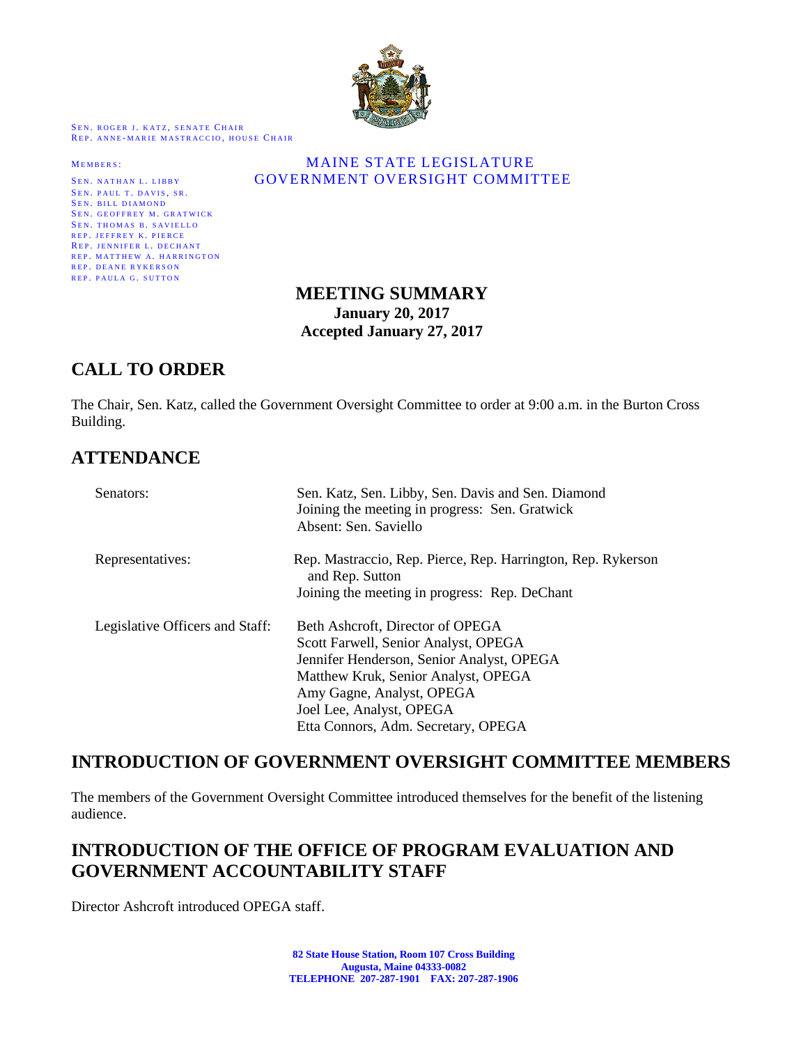SEN. ROGER J. KATZ, SENATE CHAIR
REP. ANNE-MARIE MASTRACCIO, HOUSE CHAIR

MEMBERS:
SEN. NATHAN L. LIBBY
SEN. PAUL T. DAVIS, SR.
SEN. BILL DIAMOND
SEN. GEOFFREY M. GRATWICK
SEN. THOMAS B. SAVIELLO
REP. JEFFREY K. PIERCE
REP. JENNIFER L. DECHANT
REP. MATTHEW A. HARRINGTON
REP. DEANE RYKERSON
REP. PAULA G. SUTTON

MAINE STATE LEGISLATURE
GOVERNMENT OVERSIGHT COMMITTEE

# MEETING SUMMARY

**January 20, 2017**
**Accepted January 27, 2017**

## CALL TO ORDER

The Chair, Sen. Katz, called the Government Oversight Committee to order at 9:00 a.m. in the Burton Cross Building.

## ATTENDANCE

| | |
|---|---|
| Senators: | Sen. Katz, Sen. Libby, Sen. Davis and Sen. Diamond<br>Joining the meeting in progress: Sen. Gratwick<br>Absent: Sen. Saviello |
| Representatives: | Rep. Mastraccio, Rep. Pierce, Rep. Harrington, Rep. Rykerson and Rep. Sutton<br>Joining the meeting in progress: Rep. DeChant |
| Legislative Officers and Staff: | Beth Ashcroft, Director of OPEGA<br>Scott Farwell, Senior Analyst, OPEGA<br>Jennifer Henderson, Senior Analyst, OPEGA<br>Matthew Kruk, Senior Analyst, OPEGA<br>Amy Gagne, Analyst, OPEGA<br>Joel Lee, Analyst, OPEGA<br>Etta Connors, Adm. Secretary, OPEGA |

## INTRODUCTION OF GOVERNMENT OVERSIGHT COMMITTEE MEMBERS

The members of the Government Oversight Committee introduced themselves for the benefit of the listening audience.

## INTRODUCTION OF THE OFFICE OF PROGRAM EVALUATION AND GOVERNMENT ACCOUNTABILITY STAFF

Director Ashcroft introduced OPEGA staff.

82 State House Station, Room 107 Cross Building
Augusta, Maine 04333-0082
TELEPHONE 207-287-1901 FAX: 207-287-1906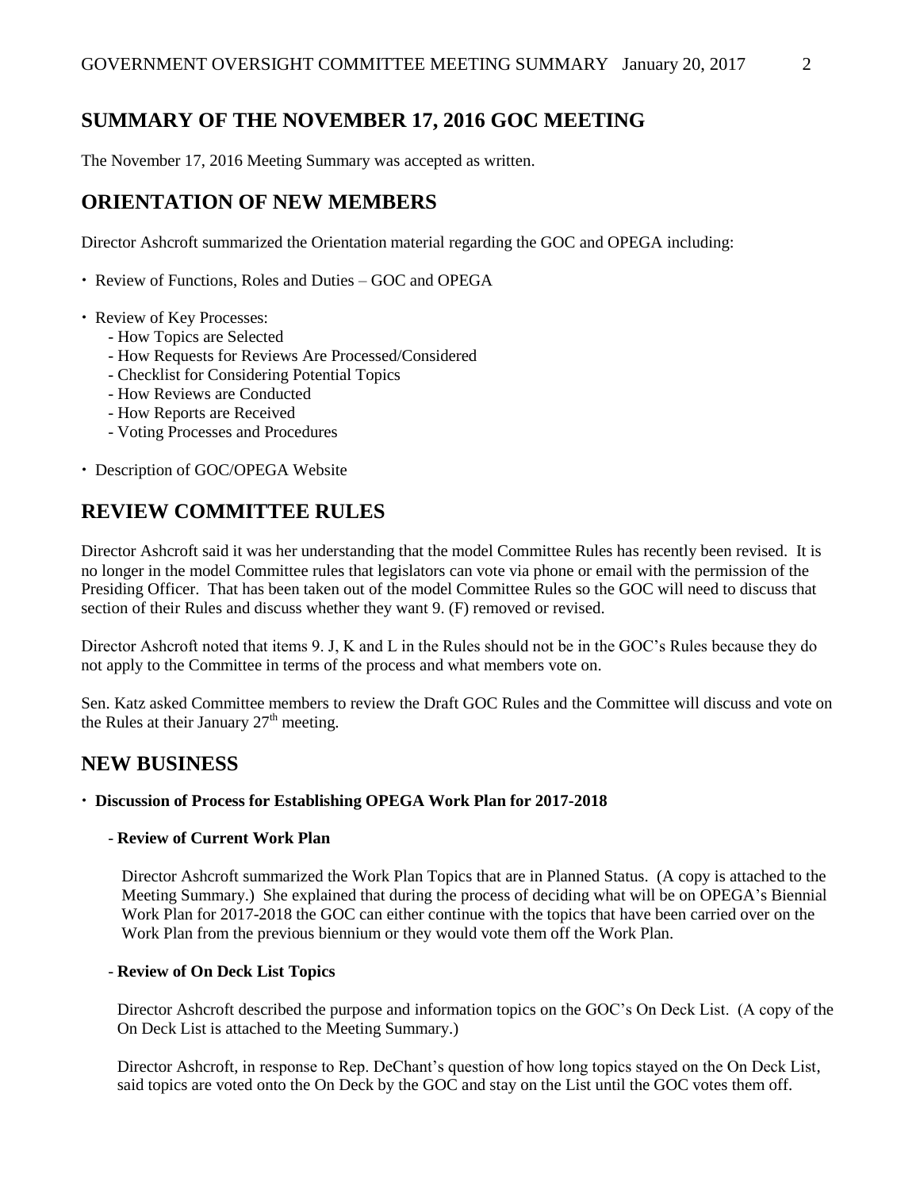## SUMMARY OF THE NOVEMBER 17, 2016 GOC MEETING

The November 17, 2016 Meeting Summary was accepted as written.

## ORIENTATION OF NEW MEMBERS

Director Ashcroft summarized the Orientation material regarding the GOC and OPEGA including:

- Review of Functions, Roles and Duties – GOC and OPEGA
- Review of Key Processes:
  - How Topics are Selected
  - How Requests for Reviews Are Processed/Considered
  - Checklist for Considering Potential Topics
  - How Reviews are Conducted
  - How Reports are Received
  - Voting Processes and Procedures
- Description of GOC/OPEGA Website

## REVIEW COMMITTEE RULES

Director Ashcroft said it was her understanding that the model Committee Rules has recently been revised. It is no longer in the model Committee rules that legislators can vote via phone or email with the permission of the Presiding Officer. That has been taken out of the model Committee Rules so the GOC will need to discuss that section of their Rules and discuss whether they want 9. (F) removed or revised.

Director Ashcroft noted that items 9. J, K and L in the Rules should not be in the GOC's Rules because they do not apply to the Committee in terms of the process and what members vote on.

Sen. Katz asked Committee members to review the Draft GOC Rules and the Committee will discuss and vote on the Rules at their January 27th meeting.

## NEW BUSINESS

- **Discussion of Process for Establishing OPEGA Work Plan for 2017-2018**

  - **Review of Current Work Plan**

    Director Ashcroft summarized the Work Plan Topics that are in Planned Status. (A copy is attached to the Meeting Summary.) She explained that during the process of deciding what will be on OPEGA's Biennial Work Plan for 2017-2018 the GOC can either continue with the topics that have been carried over on the Work Plan from the previous biennium or they would vote them off the Work Plan.

  - **Review of On Deck List Topics**

    Director Ashcroft described the purpose and information topics on the GOC's On Deck List. (A copy of the On Deck List is attached to the Meeting Summary.)

    Director Ashcroft, in response to Rep. DeChant's question of how long topics stayed on the On Deck List, said topics are voted onto the On Deck by the GOC and stay on the List until the GOC votes them off.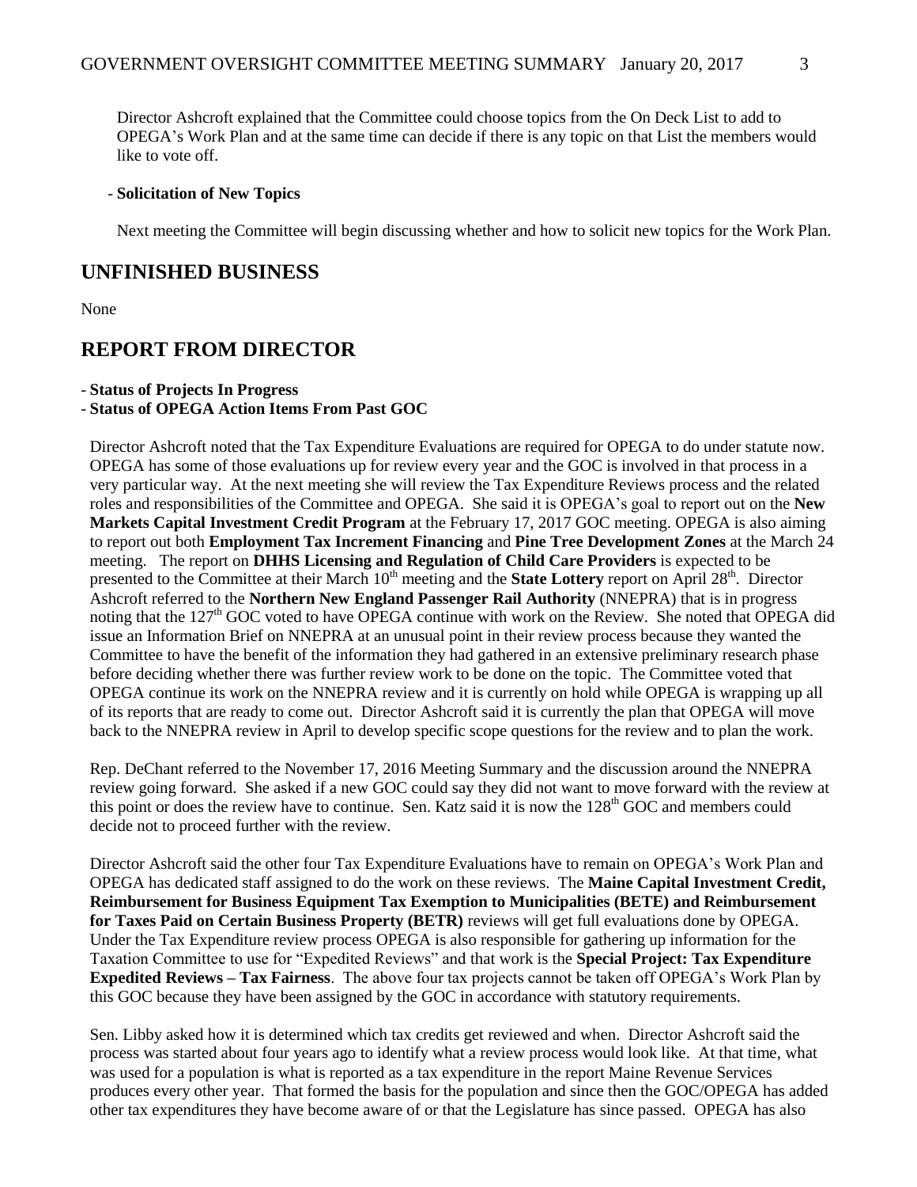Director Ashcroft explained that the Committee could choose topics from the On Deck List to add to OPEGA's Work Plan and at the same time can decide if there is any topic on that List the members would like to vote off.

- **Solicitation of New Topics**

Next meeting the Committee will begin discussing whether and how to solicit new topics for the Work Plan.

## UNFINISHED BUSINESS

None

## REPORT FROM DIRECTOR

- **Status of Projects In Progress**
- **Status of OPEGA Action Items From Past GOC**

Director Ashcroft noted that the Tax Expenditure Evaluations are required for OPEGA to do under statute now. OPEGA has some of those evaluations up for review every year and the GOC is involved in that process in a very particular way. At the next meeting she will review the Tax Expenditure Reviews process and the related roles and responsibilities of the Committee and OPEGA. She said it is OPEGA's goal to report out on the **New Markets Capital Investment Credit Program** at the February 17, 2017 GOC meeting. OPEGA is also aiming to report out both **Employment Tax Increment Financing** and **Pine Tree Development Zones** at the March 24 meeting. The report on **DHHS Licensing and Regulation of Child Care Providers** is expected to be presented to the Committee at their March 10th meeting and the **State Lottery** report on April 28th. Director Ashcroft referred to the **Northern New England Passenger Rail Authority** (NNEPRA) that is in progress noting that the 127th GOC voted to have OPEGA continue with work on the Review. She noted that OPEGA did issue an Information Brief on NNEPRA at an unusual point in their review process because they wanted the Committee to have the benefit of the information they had gathered in an extensive preliminary research phase before deciding whether there was further review work to be done on the topic. The Committee voted that OPEGA continue its work on the NNEPRA review and it is currently on hold while OPEGA is wrapping up all of its reports that are ready to come out. Director Ashcroft said it is currently the plan that OPEGA will move back to the NNEPRA review in April to develop specific scope questions for the review and to plan the work.

Rep. DeChant referred to the November 17, 2016 Meeting Summary and the discussion around the NNEPRA review going forward. She asked if a new GOC could say they did not want to move forward with the review at this point or does the review have to continue. Sen. Katz said it is now the 128th GOC and members could decide not to proceed further with the review.

Director Ashcroft said the other four Tax Expenditure Evaluations have to remain on OPEGA's Work Plan and OPEGA has dedicated staff assigned to do the work on these reviews. The **Maine Capital Investment Credit, Reimbursement for Business Equipment Tax Exemption to Municipalities (BETE) and Reimbursement for Taxes Paid on Certain Business Property (BETR)** reviews will get full evaluations done by OPEGA. Under the Tax Expenditure review process OPEGA is also responsible for gathering up information for the Taxation Committee to use for "Expedited Reviews" and that work is the **Special Project: Tax Expenditure Expedited Reviews – Tax Fairness**. The above four tax projects cannot be taken off OPEGA's Work Plan by this GOC because they have been assigned by the GOC in accordance with statutory requirements.

Sen. Libby asked how it is determined which tax credits get reviewed and when. Director Ashcroft said the process was started about four years ago to identify what a review process would look like. At that time, what was used for a population is what is reported as a tax expenditure in the report Maine Revenue Services produces every other year. That formed the basis for the population and since then the GOC/OPEGA has added other tax expenditures they have become aware of or that the Legislature has since passed. OPEGA has also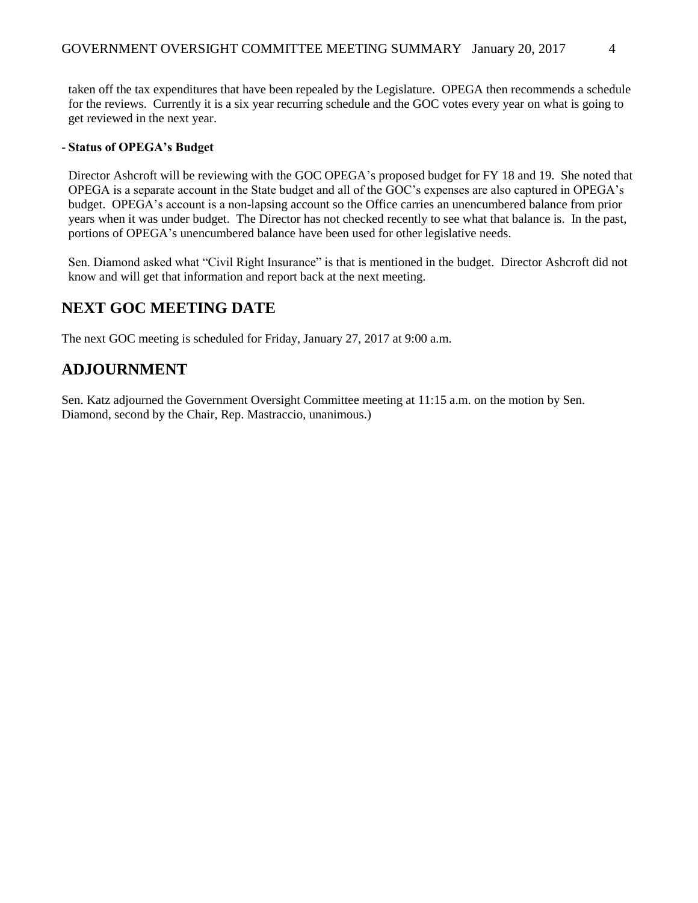taken off the tax expenditures that have been repealed by the Legislature. OPEGA then recommends a schedule for the reviews. Currently it is a six year recurring schedule and the GOC votes every year on what is going to get reviewed in the next year.

- **Status of OPEGA's Budget**

Director Ashcroft will be reviewing with the GOC OPEGA's proposed budget for FY 18 and 19. She noted that OPEGA is a separate account in the State budget and all of the GOC's expenses are also captured in OPEGA's budget. OPEGA's account is a non-lapsing account so the Office carries an unencumbered balance from prior years when it was under budget. The Director has not checked recently to see what that balance is. In the past, portions of OPEGA's unencumbered balance have been used for other legislative needs.

Sen. Diamond asked what "Civil Right Insurance" is that is mentioned in the budget. Director Ashcroft did not know and will get that information and report back at the next meeting.

## NEXT GOC MEETING DATE

The next GOC meeting is scheduled for Friday, January 27, 2017 at 9:00 a.m.

## ADJOURNMENT

Sen. Katz adjourned the Government Oversight Committee meeting at 11:15 a.m. on the motion by Sen. Diamond, second by the Chair, Rep. Mastraccio, unanimous.)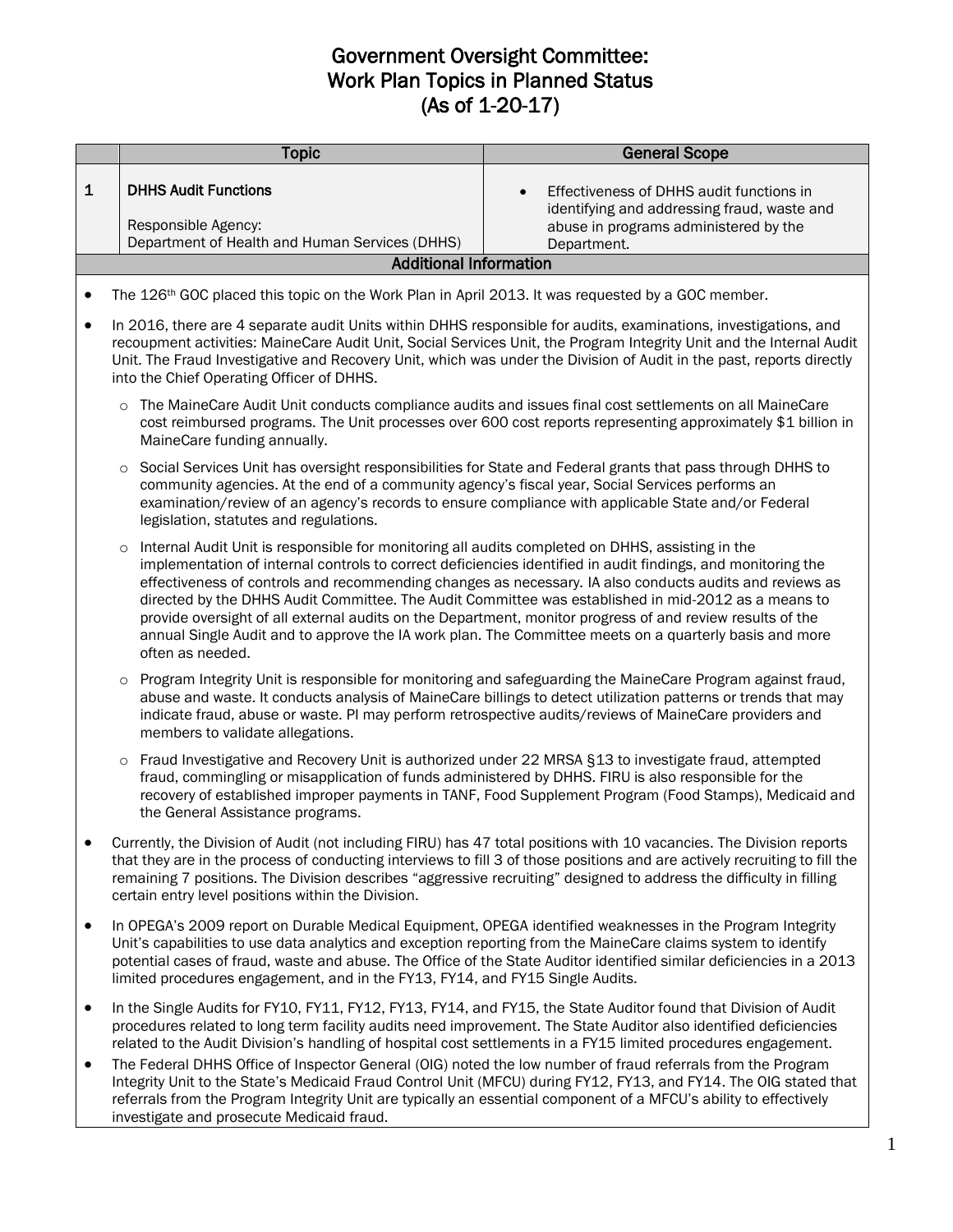# Government Oversight Committee:
# Work Plan Topics in Planned Status
# (As of 1-20-17)

| | Topic | General Scope |
|---|---|---|
| 1 | **DHHS Audit Functions**<br><br>Responsible Agency:<br>Department of Health and Human Services (DHHS) | • Effectiveness of DHHS audit functions in identifying and addressing fraud, waste and abuse in programs administered by the Department. |

**Additional Information**

- The 126th GOC placed this topic on the Work Plan in April 2013. It was requested by a GOC member.
- In 2016, there are 4 separate audit Units within DHHS responsible for audits, examinations, investigations, and recoupment activities: MaineCare Audit Unit, Social Services Unit, the Program Integrity Unit and the Internal Audit Unit. The Fraud Investigative and Recovery Unit, which was under the Division of Audit in the past, reports directly into the Chief Operating Officer of DHHS.
  - The MaineCare Audit Unit conducts compliance audits and issues final cost settlements on all MaineCare cost reimbursed programs. The Unit processes over 600 cost reports representing approximately $1 billion in MaineCare funding annually.
  - Social Services Unit has oversight responsibilities for State and Federal grants that pass through DHHS to community agencies. At the end of a community agency's fiscal year, Social Services performs an examination/review of an agency's records to ensure compliance with applicable State and/or Federal legislation, statutes and regulations.
  - Internal Audit Unit is responsible for monitoring all audits completed on DHHS, assisting in the implementation of internal controls to correct deficiencies identified in audit findings, and monitoring the effectiveness of controls and recommending changes as necessary. IA also conducts audits and reviews as directed by the DHHS Audit Committee. The Audit Committee was established in mid-2012 as a means to provide oversight of all external audits on the Department, monitor progress of and review results of the annual Single Audit and to approve the IA work plan. The Committee meets on a quarterly basis and more often as needed.
  - Program Integrity Unit is responsible for monitoring and safeguarding the MaineCare Program against fraud, abuse and waste. It conducts analysis of MaineCare billings to detect utilization patterns or trends that may indicate fraud, abuse or waste. PI may perform retrospective audits/reviews of MaineCare providers and members to validate allegations.
  - Fraud Investigative and Recovery Unit is authorized under 22 MRSA §13 to investigate fraud, attempted fraud, commingling or misapplication of funds administered by DHHS. FIRU is also responsible for the recovery of established improper payments in TANF, Food Supplement Program (Food Stamps), Medicaid and the General Assistance programs.
- Currently, the Division of Audit (not including FIRU) has 47 total positions with 10 vacancies. The Division reports that they are in the process of conducting interviews to fill 3 of those positions and are actively recruiting to fill the remaining 7 positions. The Division describes "aggressive recruiting" designed to address the difficulty in filling certain entry level positions within the Division.
- In OPEGA's 2009 report on Durable Medical Equipment, OPEGA identified weaknesses in the Program Integrity Unit's capabilities to use data analytics and exception reporting from the MaineCare claims system to identify potential cases of fraud, waste and abuse. The Office of the State Auditor identified similar deficiencies in a 2013 limited procedures engagement, and in the FY13, FY14, and FY15 Single Audits.
- In the Single Audits for FY10, FY11, FY12, FY13, FY14, and FY15, the State Auditor found that Division of Audit procedures related to long term facility audits need improvement. The State Auditor also identified deficiencies related to the Audit Division's handling of hospital cost settlements in a FY15 limited procedures engagement.
- The Federal DHHS Office of Inspector General (OIG) noted the low number of fraud referrals from the Program Integrity Unit to the State's Medicaid Fraud Control Unit (MFCU) during FY12, FY13, and FY14. The OIG stated that referrals from the Program Integrity Unit are typically an essential component of a MFCU's ability to effectively investigate and prosecute Medicaid fraud.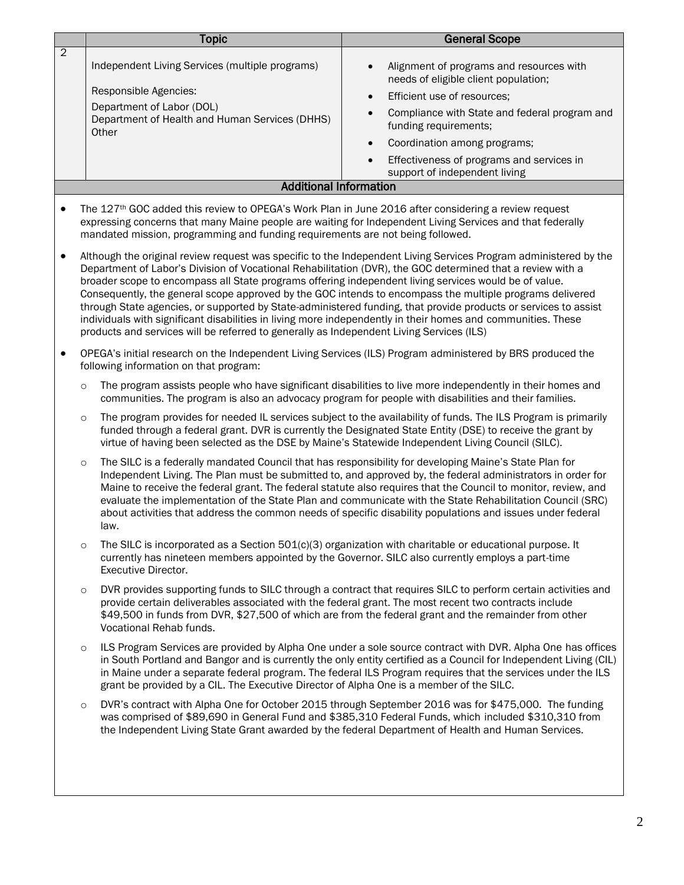| | Topic | General Scope |
|---|---|---|
| 2 | Independent Living Services (multiple programs)<br><br>Responsible Agencies:<br>Department of Labor (DOL)<br>Department of Health and Human Services (DHHS)<br>Other | • Alignment of programs and resources with needs of eligible client population;<br>• Efficient use of resources;<br>• Compliance with State and federal program and funding requirements;<br>• Coordination among programs;<br>• Effectiveness of programs and services in support of independent living |

**Additional Information**

- The 127th GOC added this review to OPEGA's Work Plan in June 2016 after considering a review request expressing concerns that many Maine people are waiting for Independent Living Services and that federally mandated mission, programming and funding requirements are not being followed.
- Although the original review request was specific to the Independent Living Services Program administered by the Department of Labor's Division of Vocational Rehabilitation (DVR), the GOC determined that a review with a broader scope to encompass all State programs offering independent living services would be of value. Consequently, the general scope approved by the GOC intends to encompass the multiple programs delivered through State agencies, or supported by State-administered funding, that provide products or services to assist individuals with significant disabilities in living more independently in their homes and communities. These products and services will be referred to generally as Independent Living Services (ILS)
- OPEGA's initial research on the Independent Living Services (ILS) Program administered by BRS produced the following information on that program:
  - The program assists people who have significant disabilities to live more independently in their homes and communities. The program is also an advocacy program for people with disabilities and their families.
  - The program provides for needed IL services subject to the availability of funds. The ILS Program is primarily funded through a federal grant. DVR is currently the Designated State Entity (DSE) to receive the grant by virtue of having been selected as the DSE by Maine's Statewide Independent Living Council (SILC).
  - The SILC is a federally mandated Council that has responsibility for developing Maine's State Plan for Independent Living. The Plan must be submitted to, and approved by, the federal administrators in order for Maine to receive the federal grant. The federal statute also requires that the Council to monitor, review, and evaluate the implementation of the State Plan and communicate with the State Rehabilitation Council (SRC) about activities that address the common needs of specific disability populations and issues under federal law.
  - The SILC is incorporated as a Section 501(c)(3) organization with charitable or educational purpose. It currently has nineteen members appointed by the Governor. SILC also currently employs a part-time Executive Director.
  - DVR provides supporting funds to SILC through a contract that requires SILC to perform certain activities and provide certain deliverables associated with the federal grant. The most recent two contracts include $49,500 in funds from DVR, $27,500 of which are from the federal grant and the remainder from other Vocational Rehab funds.
  - ILS Program Services are provided by Alpha One under a sole source contract with DVR. Alpha One has offices in South Portland and Bangor and is currently the only entity certified as a Council for Independent Living (CIL) in Maine under a separate federal program. The federal ILS Program requires that the services under the ILS grant be provided by a CIL. The Executive Director of Alpha One is a member of the SILC.
  - DVR's contract with Alpha One for October 2015 through September 2016 was for $475,000. The funding was comprised of $89,690 in General Fund and $385,310 Federal Funds, which included $310,310 from the Independent Living State Grant awarded by the federal Department of Health and Human Services.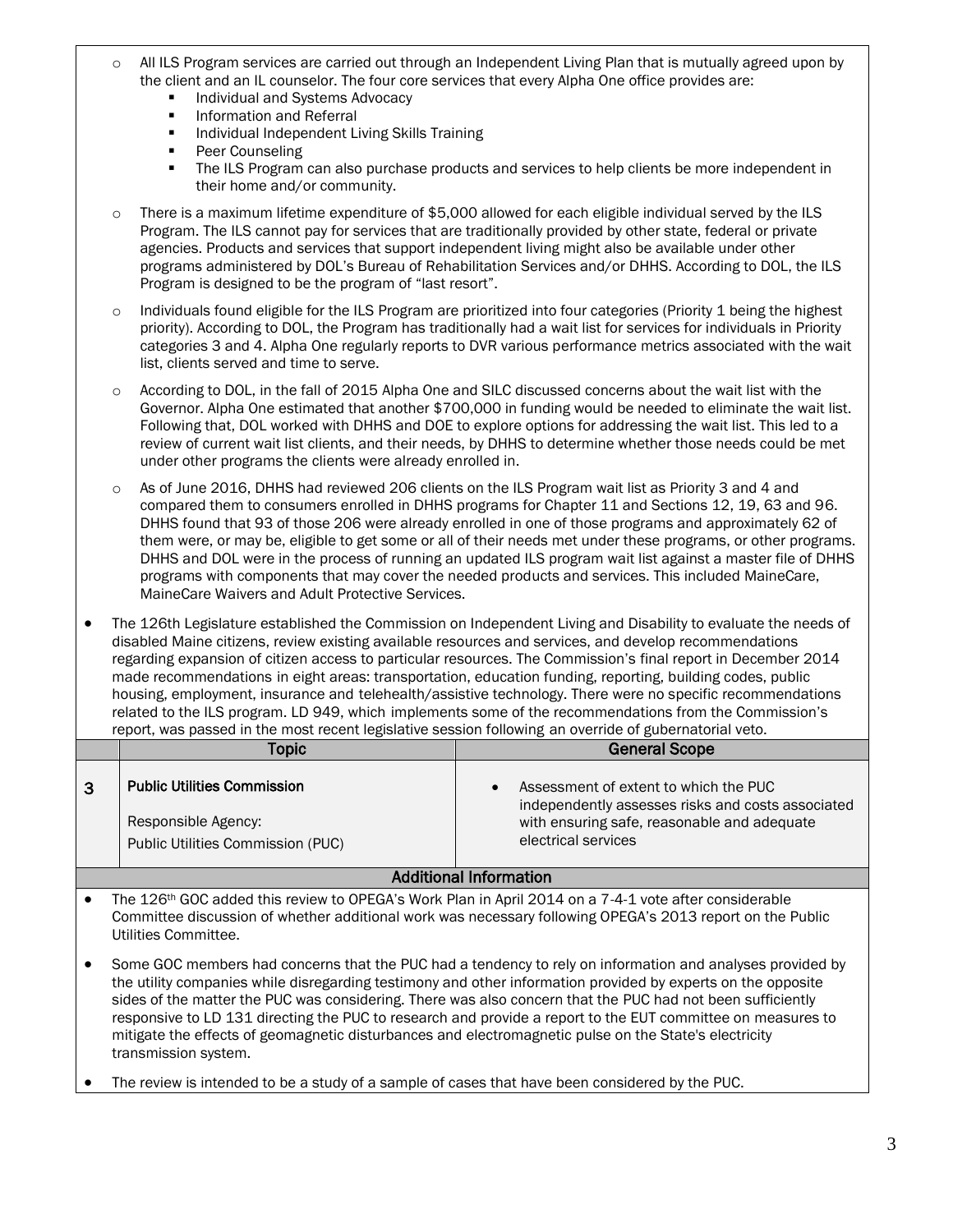- All ILS Program services are carried out through an Independent Living Plan that is mutually agreed upon by the client and an IL counselor. The four core services that every Alpha One office provides are:
  - Individual and Systems Advocacy
  - Information and Referral
  - Individual Independent Living Skills Training
  - Peer Counseling
  - The ILS Program can also purchase products and services to help clients be more independent in their home and/or community.
- There is a maximum lifetime expenditure of $5,000 allowed for each eligible individual served by the ILS Program. The ILS cannot pay for services that are traditionally provided by other state, federal or private agencies. Products and services that support independent living might also be available under other programs administered by DOL's Bureau of Rehabilitation Services and/or DHHS. According to DOL, the ILS Program is designed to be the program of "last resort".
- Individuals found eligible for the ILS Program are prioritized into four categories (Priority 1 being the highest priority). According to DOL, the Program has traditionally had a wait list for services for individuals in Priority categories 3 and 4. Alpha One regularly reports to DVR various performance metrics associated with the wait list, clients served and time to serve.
- According to DOL, in the fall of 2015 Alpha One and SILC discussed concerns about the wait list with the Governor. Alpha One estimated that another $700,000 in funding would be needed to eliminate the wait list. Following that, DOL worked with DHHS and DOE to explore options for addressing the wait list. This led to a review of current wait list clients, and their needs, by DHHS to determine whether those needs could be met under other programs the clients were already enrolled in.
- As of June 2016, DHHS had reviewed 206 clients on the ILS Program wait list as Priority 3 and 4 and compared them to consumers enrolled in DHHS programs for Chapter 11 and Sections 12, 19, 63 and 96. DHHS found that 93 of those 206 were already enrolled in one of those programs and approximately 62 of them were, or may be, eligible to get some or all of their needs met under these programs, or other programs. DHHS and DOL were in the process of running an updated ILS program wait list against a master file of DHHS programs with components that may cover the needed products and services. This included MaineCare, MaineCare Waivers and Adult Protective Services.

- The 126th Legislature established the Commission on Independent Living and Disability to evaluate the needs of disabled Maine citizens, review existing available resources and services, and develop recommendations regarding expansion of citizen access to particular resources. The Commission's final report in December 2014 made recommendations in eight areas: transportation, education funding, reporting, building codes, public housing, employment, insurance and telehealth/assistive technology. There were no specific recommendations related to the ILS program. LD 949, which implements some of the recommendations from the Commission's report, was passed in the most recent legislative session following an override of gubernatorial veto.

| | Topic | General Scope |
|---|---|---|
| 3 | **Public Utilities Commission**<br><br>Responsible Agency:<br>Public Utilities Commission (PUC) | - Assessment of extent to which the PUC independently assesses risks and costs associated with ensuring safe, reasonable and adequate electrical services |

**Additional Information**

- The 126th GOC added this review to OPEGA's Work Plan in April 2014 on a 7-4-1 vote after considerable Committee discussion of whether additional work was necessary following OPEGA's 2013 report on the Public Utilities Committee.
- Some GOC members had concerns that the PUC had a tendency to rely on information and analyses provided by the utility companies while disregarding testimony and other information provided by experts on the opposite sides of the matter the PUC was considering. There was also concern that the PUC had not been sufficiently responsive to LD 131 directing the PUC to research and provide a report to the EUT committee on measures to mitigate the effects of geomagnetic disturbances and electromagnetic pulse on the State's electricity transmission system.
- The review is intended to be a study of a sample of cases that have been considered by the PUC.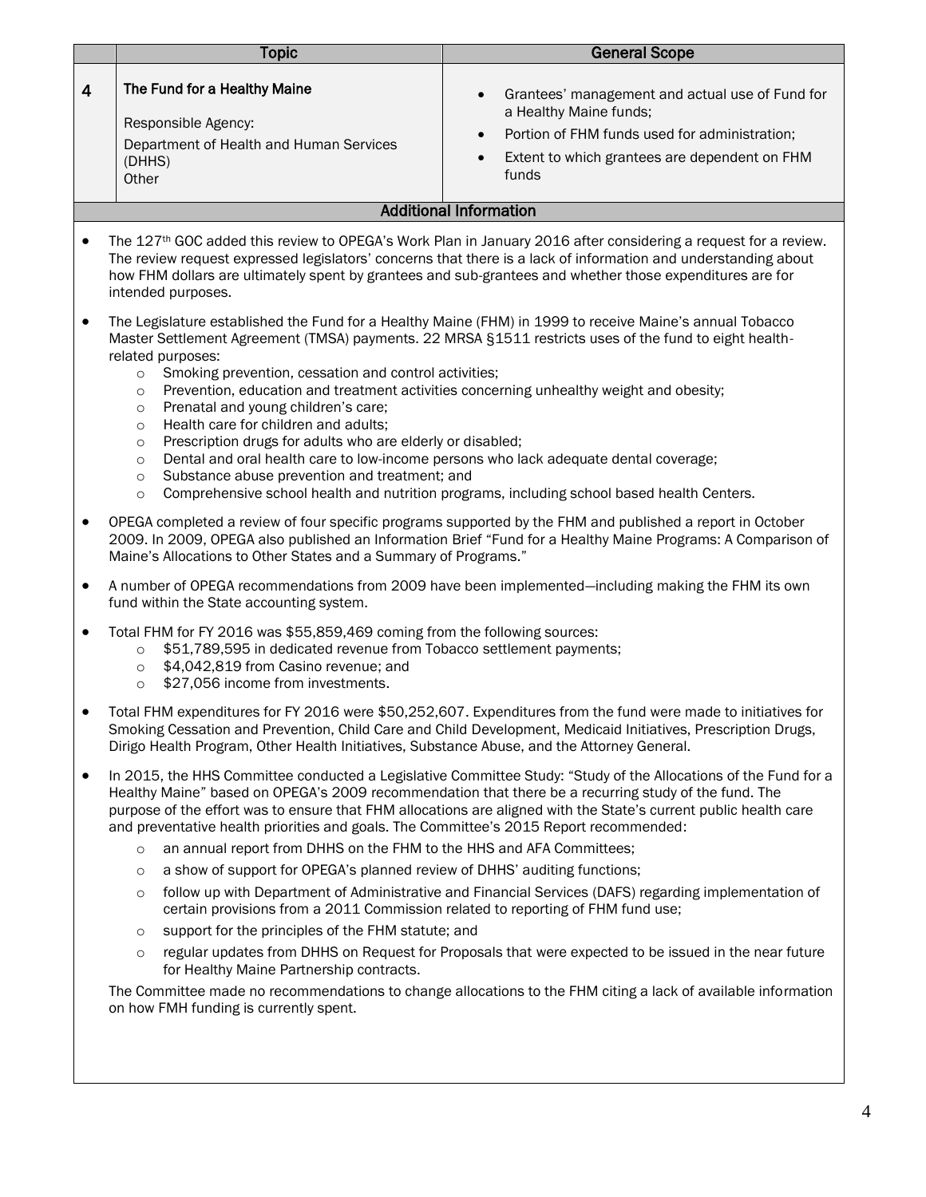| | Topic | General Scope |
|---|---|---|
| 4 | The Fund for a Healthy Maine<br><br>Responsible Agency:<br>Department of Health and Human Services (DHHS)<br>Other | • Grantees' management and actual use of Fund for a Healthy Maine funds;<br>• Portion of FHM funds used for administration;<br>• Extent to which grantees are dependent on FHM funds |

**Additional Information**

- The 127th GOC added this review to OPEGA's Work Plan in January 2016 after considering a request for a review. The review request expressed legislators' concerns that there is a lack of information and understanding about how FHM dollars are ultimately spent by grantees and sub-grantees and whether those expenditures are for intended purposes.
- The Legislature established the Fund for a Healthy Maine (FHM) in 1999 to receive Maine's annual Tobacco Master Settlement Agreement (TMSA) payments. 22 MRSA §1511 restricts uses of the fund to eight health-related purposes:
  - Smoking prevention, cessation and control activities;
  - Prevention, education and treatment activities concerning unhealthy weight and obesity;
  - Prenatal and young children's care;
  - Health care for children and adults;
  - Prescription drugs for adults who are elderly or disabled;
  - Dental and oral health care to low-income persons who lack adequate dental coverage;
  - Substance abuse prevention and treatment; and
  - Comprehensive school health and nutrition programs, including school based health Centers.
- OPEGA completed a review of four specific programs supported by the FHM and published a report in October 2009. In 2009, OPEGA also published an Information Brief "Fund for a Healthy Maine Programs: A Comparison of Maine's Allocations to Other States and a Summary of Programs."
- A number of OPEGA recommendations from 2009 have been implemented—including making the FHM its own fund within the State accounting system.
- Total FHM for FY 2016 was $55,859,469 coming from the following sources:
  - $51,789,595 in dedicated revenue from Tobacco settlement payments;
  - $4,042,819 from Casino revenue; and
  - $27,056 income from investments.
- Total FHM expenditures for FY 2016 were $50,252,607. Expenditures from the fund were made to initiatives for Smoking Cessation and Prevention, Child Care and Child Development, Medicaid Initiatives, Prescription Drugs, Dirigo Health Program, Other Health Initiatives, Substance Abuse, and the Attorney General.
- In 2015, the HHS Committee conducted a Legislative Committee Study: "Study of the Allocations of the Fund for a Healthy Maine" based on OPEGA's 2009 recommendation that there be a recurring study of the fund. The purpose of the effort was to ensure that FHM allocations are aligned with the State's current public health care and preventative health priorities and goals. The Committee's 2015 Report recommended:
  - an annual report from DHHS on the FHM to the HHS and AFA Committees;
  - a show of support for OPEGA's planned review of DHHS' auditing functions;
  - follow up with Department of Administrative and Financial Services (DAFS) regarding implementation of certain provisions from a 2011 Commission related to reporting of FHM fund use;
  - support for the principles of the FHM statute; and
  - regular updates from DHHS on Request for Proposals that were expected to be issued in the near future for Healthy Maine Partnership contracts.

  The Committee made no recommendations to change allocations to the FHM citing a lack of available information on how FMH funding is currently spent.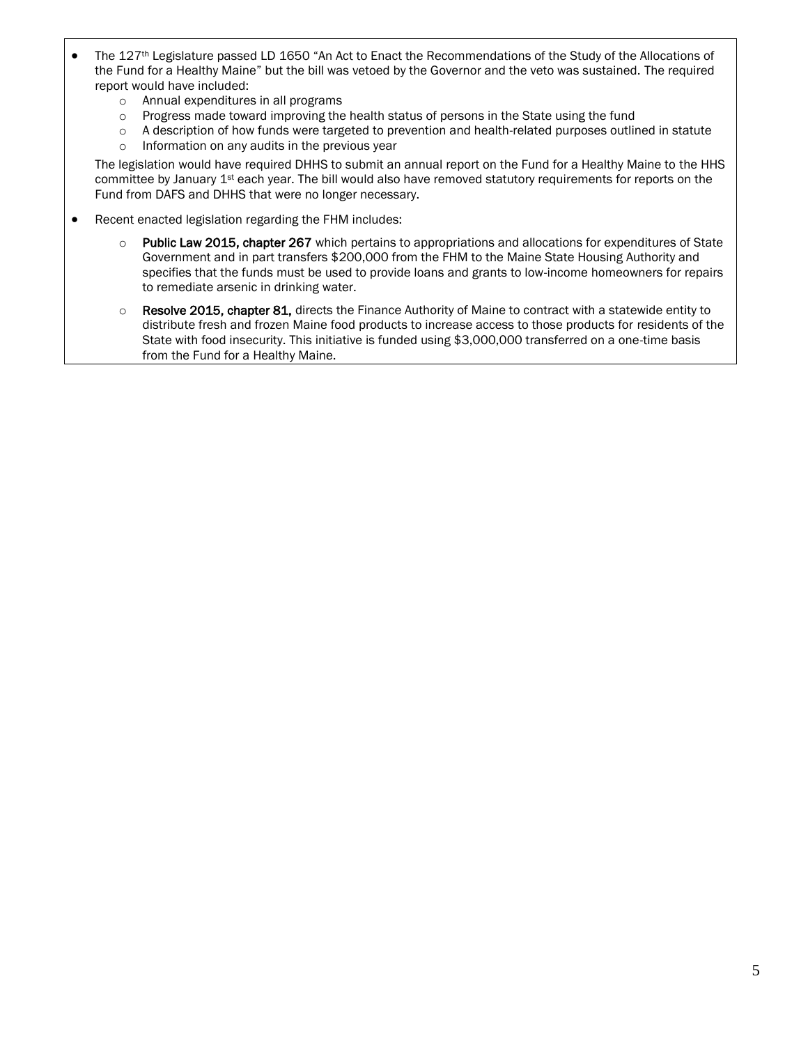- The 127th Legislature passed LD 1650 "An Act to Enact the Recommendations of the Study of the Allocations of the Fund for a Healthy Maine" but the bill was vetoed by the Governor and the veto was sustained. The required report would have included:
  - Annual expenditures in all programs
  - Progress made toward improving the health status of persons in the State using the fund
  - A description of how funds were targeted to prevention and health-related purposes outlined in statute
  - Information on any audits in the previous year

  The legislation would have required DHHS to submit an annual report on the Fund for a Healthy Maine to the HHS committee by January 1st each year. The bill would also have removed statutory requirements for reports on the Fund from DAFS and DHHS that were no longer necessary.

- Recent enacted legislation regarding the FHM includes:
  - **Public Law 2015, chapter 267** which pertains to appropriations and allocations for expenditures of State Government and in part transfers $200,000 from the FHM to the Maine State Housing Authority and specifies that the funds must be used to provide loans and grants to low-income homeowners for repairs to remediate arsenic in drinking water.
  - **Resolve 2015, chapter 81,** directs the Finance Authority of Maine to contract with a statewide entity to distribute fresh and frozen Maine food products to increase access to those products for residents of the State with food insecurity. This initiative is funded using $3,000,000 transferred on a one-time basis from the Fund for a Healthy Maine.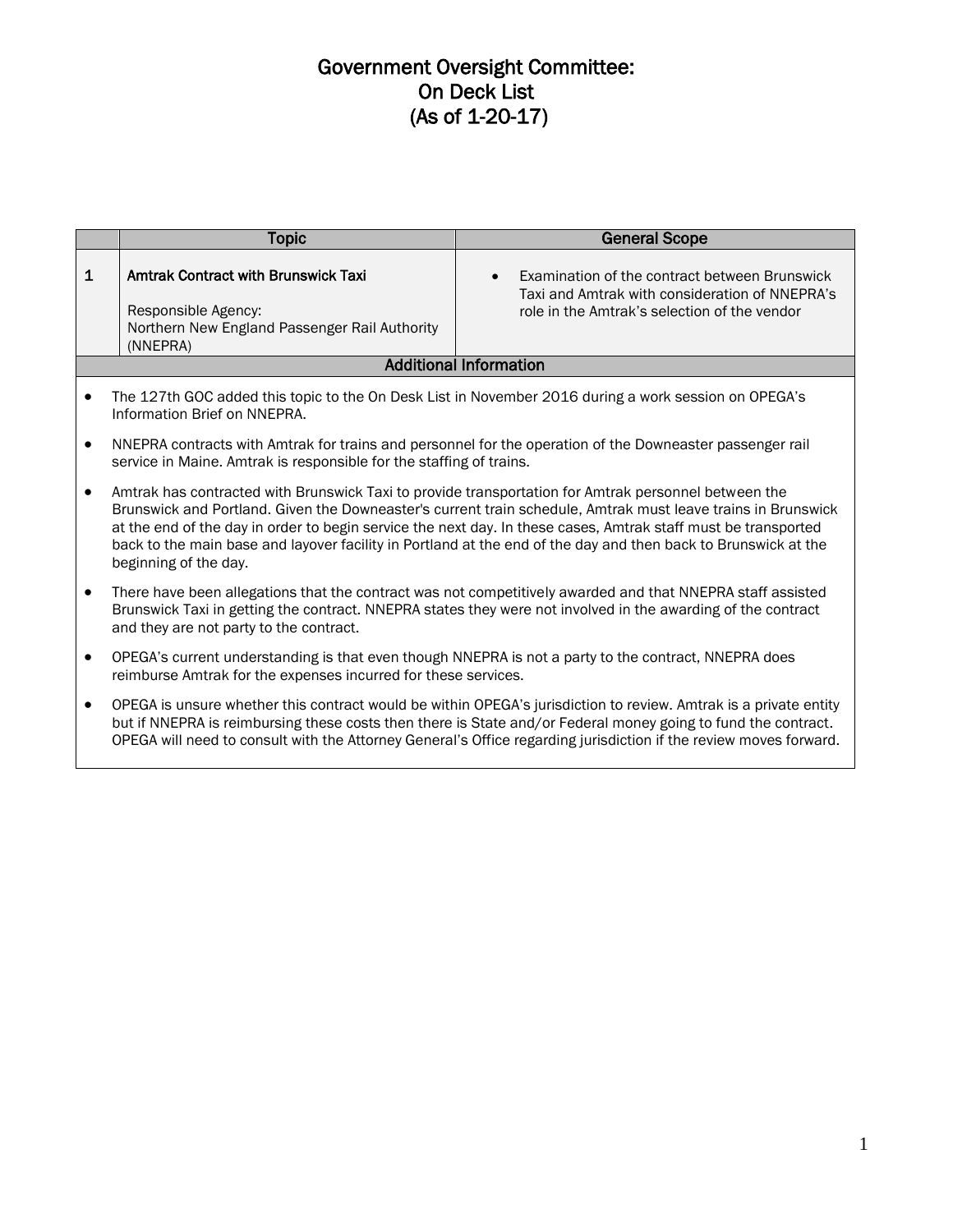# Government Oversight Committee:
# On Deck List
# (As of 1-20-17)

| | Topic | General Scope |
|---|---|---|
| 1 | **Amtrak Contract with Brunswick Taxi**<br><br>Responsible Agency:<br>Northern New England Passenger Rail Authority (NNEPRA) | • Examination of the contract between Brunswick Taxi and Amtrak with consideration of NNEPRA's role in the Amtrak's selection of the vendor |

**Additional Information**

- The 127th GOC added this topic to the On Desk List in November 2016 during a work session on OPEGA's Information Brief on NNEPRA.
- NNEPRA contracts with Amtrak for trains and personnel for the operation of the Downeaster passenger rail service in Maine. Amtrak is responsible for the staffing of trains.
- Amtrak has contracted with Brunswick Taxi to provide transportation for Amtrak personnel between the Brunswick and Portland. Given the Downeaster's current train schedule, Amtrak must leave trains in Brunswick at the end of the day in order to begin service the next day. In these cases, Amtrak staff must be transported back to the main base and layover facility in Portland at the end of the day and then back to Brunswick at the beginning of the day.
- There have been allegations that the contract was not competitively awarded and that NNEPRA staff assisted Brunswick Taxi in getting the contract. NNEPRA states they were not involved in the awarding of the contract and they are not party to the contract.
- OPEGA's current understanding is that even though NNEPRA is not a party to the contract, NNEPRA does reimburse Amtrak for the expenses incurred for these services.
- OPEGA is unsure whether this contract would be within OPEGA's jurisdiction to review. Amtrak is a private entity but if NNEPRA is reimbursing these costs then there is State and/or Federal money going to fund the contract. OPEGA will need to consult with the Attorney General's Office regarding jurisdiction if the review moves forward.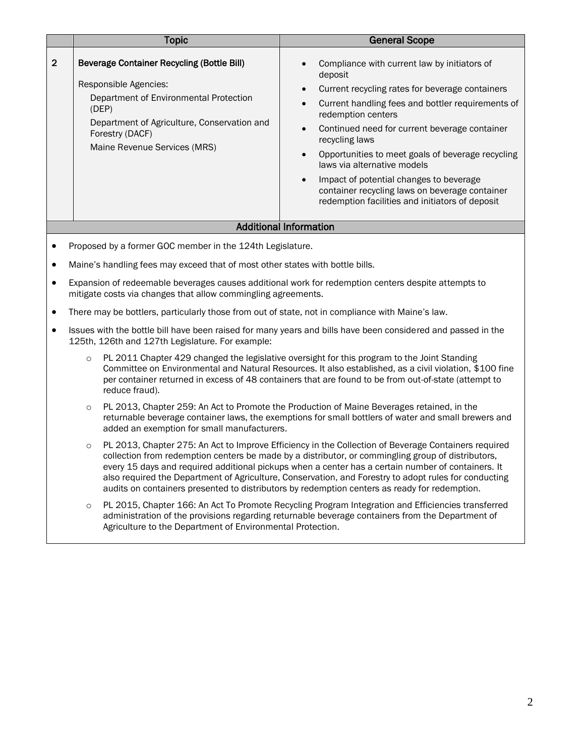|   | Topic | General Scope |
|---|---|---|
| 2 | **Beverage Container Recycling (Bottle Bill)**<br><br>Responsible Agencies:<br>Department of Environmental Protection (DEP)<br>Department of Agriculture, Conservation and Forestry (DACF)<br>Maine Revenue Services (MRS) | • Compliance with current law by initiators of deposit<br>• Current recycling rates for beverage containers<br>• Current handling fees and bottler requirements of redemption centers<br>• Continued need for current beverage container recycling laws<br>• Opportunities to meet goals of beverage recycling laws via alternative models<br>• Impact of potential changes to beverage container recycling laws on beverage container redemption facilities and initiators of deposit |

**Additional Information**

- Proposed by a former GOC member in the 124th Legislature.
- Maine's handling fees may exceed that of most other states with bottle bills.
- Expansion of redeemable beverages causes additional work for redemption centers despite attempts to mitigate costs via changes that allow commingling agreements.
- There may be bottlers, particularly those from out of state, not in compliance with Maine's law.
- Issues with the bottle bill have been raised for many years and bills have been considered and passed in the 125th, 126th and 127th Legislature. For example:
  - PL 2011 Chapter 429 changed the legislative oversight for this program to the Joint Standing Committee on Environmental and Natural Resources. It also established, as a civil violation, $100 fine per container returned in excess of 48 containers that are found to be from out-of-state (attempt to reduce fraud).
  - PL 2013, Chapter 259: An Act to Promote the Production of Maine Beverages retained, in the returnable beverage container laws, the exemptions for small bottlers of water and small brewers and added an exemption for small manufacturers.
  - PL 2013, Chapter 275: An Act to Improve Efficiency in the Collection of Beverage Containers required collection from redemption centers be made by a distributor, or commingling group of distributors, every 15 days and required additional pickups when a center has a certain number of containers. It also required the Department of Agriculture, Conservation, and Forestry to adopt rules for conducting audits on containers presented to distributors by redemption centers as ready for redemption.
  - PL 2015, Chapter 166: An Act To Promote Recycling Program Integration and Efficiencies transferred administration of the provisions regarding returnable beverage containers from the Department of Agriculture to the Department of Environmental Protection.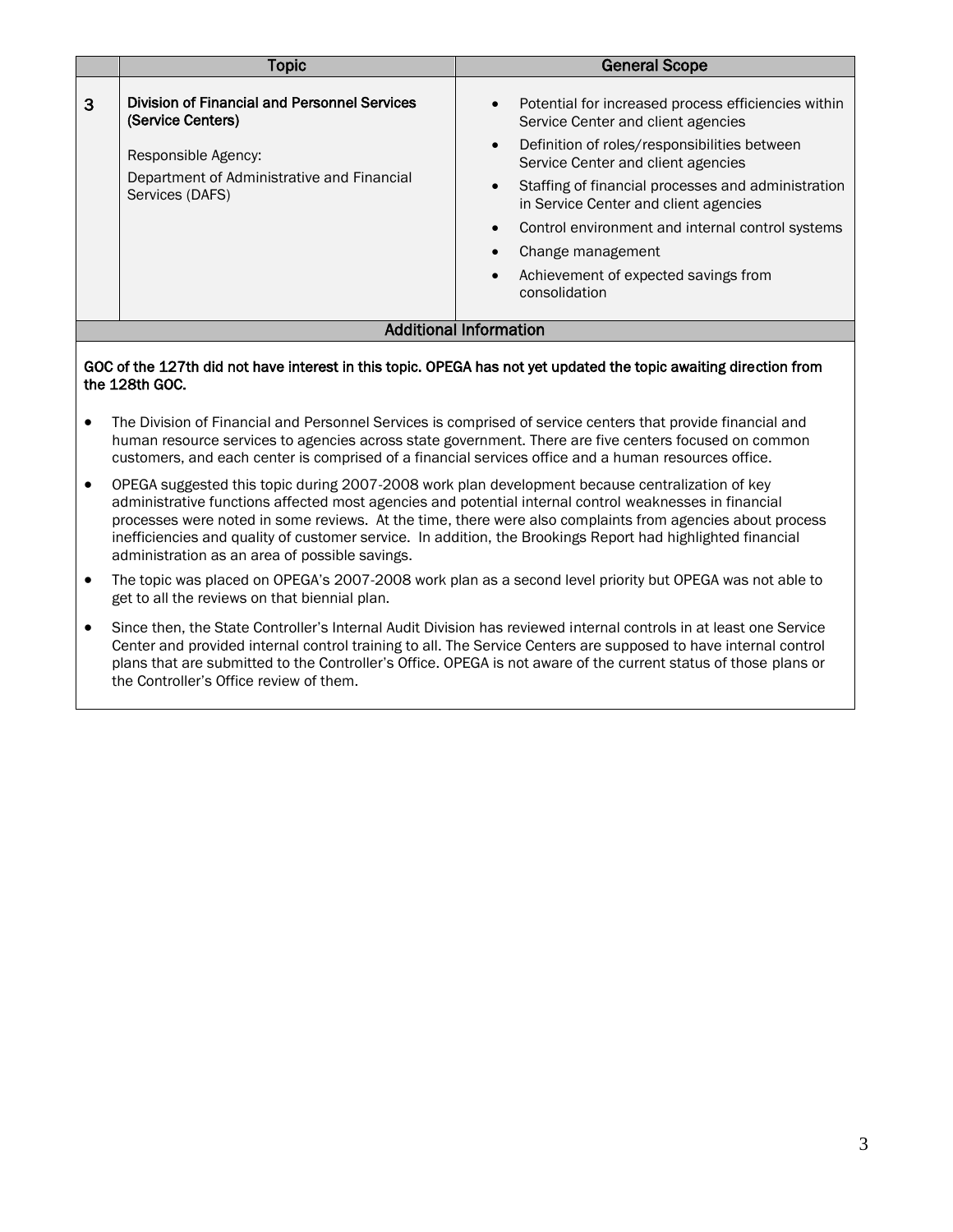|   | Topic | General Scope |
|---|---|---|
| 3 | **Division of Financial and Personnel Services (Service Centers)**<br><br>Responsible Agency:<br>Department of Administrative and Financial Services (DAFS) | • Potential for increased process efficiencies within Service Center and client agencies<br>• Definition of roles/responsibilities between Service Center and client agencies<br>• Staffing of financial processes and administration in Service Center and client agencies<br>• Control environment and internal control systems<br>• Change management<br>• Achievement of expected savings from consolidation |

**Additional Information**

**GOC of the 127th did not have interest in this topic. OPEGA has not yet updated the topic awaiting direction from the 128th GOC.**

- The Division of Financial and Personnel Services is comprised of service centers that provide financial and human resource services to agencies across state government. There are five centers focused on common customers, and each center is comprised of a financial services office and a human resources office.
- OPEGA suggested this topic during 2007-2008 work plan development because centralization of key administrative functions affected most agencies and potential internal control weaknesses in financial processes were noted in some reviews. At the time, there were also complaints from agencies about process inefficiencies and quality of customer service. In addition, the Brookings Report had highlighted financial administration as an area of possible savings.
- The topic was placed on OPEGA's 2007-2008 work plan as a second level priority but OPEGA was not able to get to all the reviews on that biennial plan.
- Since then, the State Controller's Internal Audit Division has reviewed internal controls in at least one Service Center and provided internal control training to all. The Service Centers are supposed to have internal control plans that are submitted to the Controller's Office. OPEGA is not aware of the current status of those plans or the Controller's Office review of them.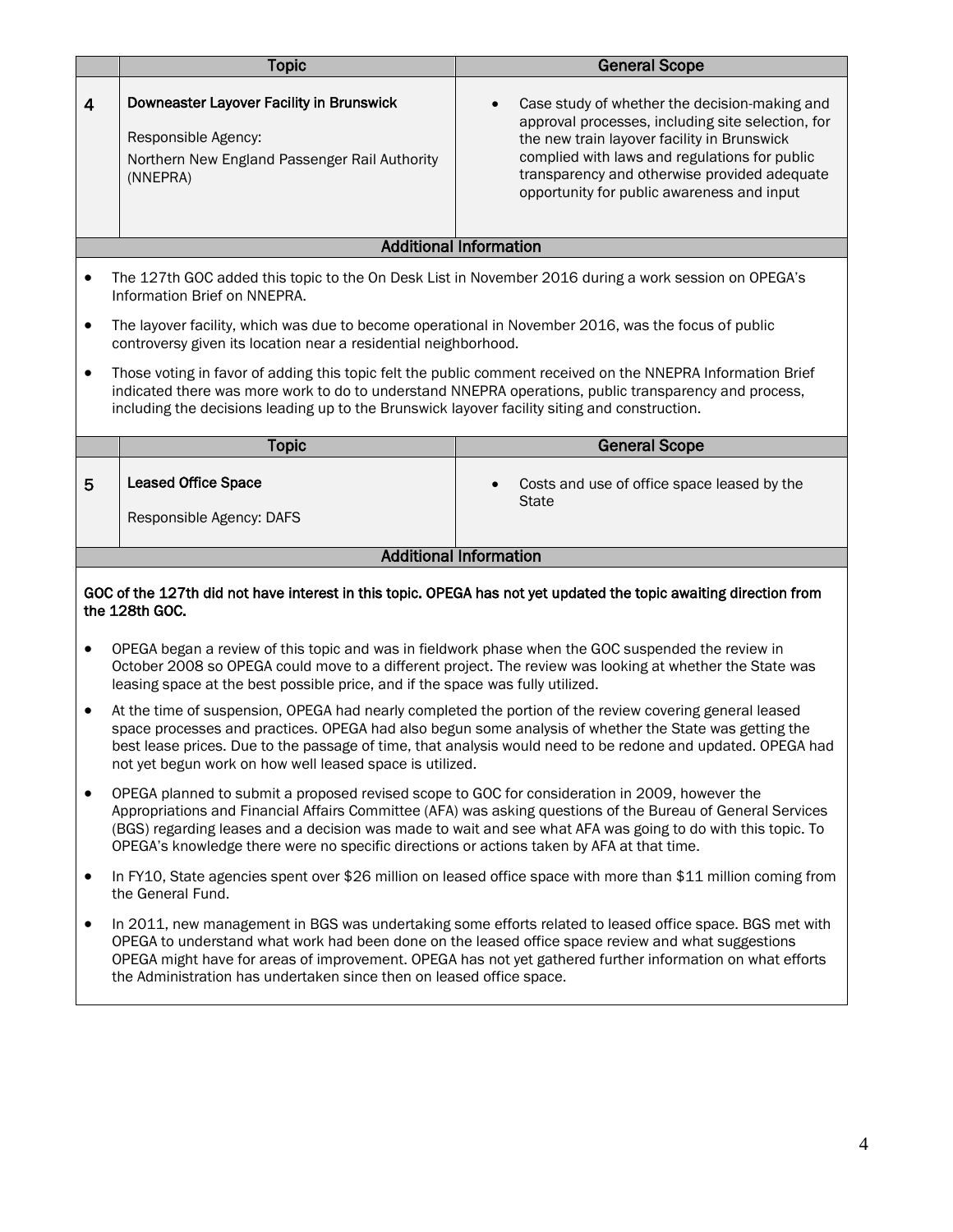| | Topic | General Scope |
|---|---|---|
| 4 | **Downeaster Layover Facility in Brunswick**<br><br>Responsible Agency:<br>Northern New England Passenger Rail Authority (NNEPRA) | • Case study of whether the decision-making and approval processes, including site selection, for the new train layover facility in Brunswick complied with laws and regulations for public transparency and otherwise provided adequate opportunity for public awareness and input |

**Additional Information**

- The 127th GOC added this topic to the On Desk List in November 2016 during a work session on OPEGA's Information Brief on NNEPRA.
- The layover facility, which was due to become operational in November 2016, was the focus of public controversy given its location near a residential neighborhood.
- Those voting in favor of adding this topic felt the public comment received on the NNEPRA Information Brief indicated there was more work to do to understand NNEPRA operations, public transparency and process, including the decisions leading up to the Brunswick layover facility siting and construction.

| | Topic | General Scope |
|---|---|---|
| 5 | **Leased Office Space**<br><br>Responsible Agency: DAFS | • Costs and use of office space leased by the State |

**Additional Information**

**GOC of the 127th did not have interest in this topic. OPEGA has not yet updated the topic awaiting direction from the 128th GOC.**

- OPEGA began a review of this topic and was in fieldwork phase when the GOC suspended the review in October 2008 so OPEGA could move to a different project. The review was looking at whether the State was leasing space at the best possible price, and if the space was fully utilized.
- At the time of suspension, OPEGA had nearly completed the portion of the review covering general leased space processes and practices. OPEGA had also begun some analysis of whether the State was getting the best lease prices. Due to the passage of time, that analysis would need to be redone and updated. OPEGA had not yet begun work on how well leased space is utilized.
- OPEGA planned to submit a proposed revised scope to GOC for consideration in 2009, however the Appropriations and Financial Affairs Committee (AFA) was asking questions of the Bureau of General Services (BGS) regarding leases and a decision was made to wait and see what AFA was going to do with this topic. To OPEGA's knowledge there were no specific directions or actions taken by AFA at that time.
- In FY10, State agencies spent over $26 million on leased office space with more than $11 million coming from the General Fund.
- In 2011, new management in BGS was undertaking some efforts related to leased office space. BGS met with OPEGA to understand what work had been done on the leased office space review and what suggestions OPEGA might have for areas of improvement. OPEGA has not yet gathered further information on what efforts the Administration has undertaken since then on leased office space.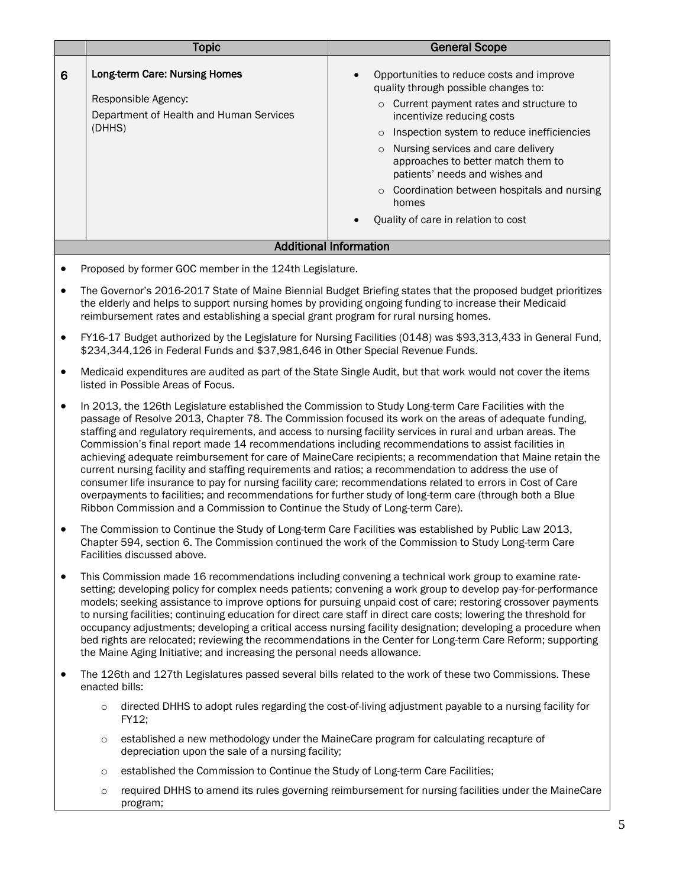| | Topic | General Scope |
|---|---|---|
| 6 | **Long-term Care: Nursing Homes**<br><br>Responsible Agency:<br>Department of Health and Human Services (DHHS) | • Opportunities to reduce costs and improve quality through possible changes to:<br>  ○ Current payment rates and structure to incentivize reducing costs<br>  ○ Inspection system to reduce inefficiencies<br>  ○ Nursing services and care delivery approaches to better match them to patients' needs and wishes and<br>  ○ Coordination between hospitals and nursing homes<br>• Quality of care in relation to cost |

**Additional Information**

- Proposed by former GOC member in the 124th Legislature.
- The Governor's 2016-2017 State of Maine Biennial Budget Briefing states that the proposed budget prioritizes the elderly and helps to support nursing homes by providing ongoing funding to increase their Medicaid reimbursement rates and establishing a special grant program for rural nursing homes.
- FY16-17 Budget authorized by the Legislature for Nursing Facilities (0148) was $93,313,433 in General Fund, $234,344,126 in Federal Funds and $37,981,646 in Other Special Revenue Funds.
- Medicaid expenditures are audited as part of the State Single Audit, but that work would not cover the items listed in Possible Areas of Focus.
- In 2013, the 126th Legislature established the Commission to Study Long-term Care Facilities with the passage of Resolve 2013, Chapter 78. The Commission focused its work on the areas of adequate funding, staffing and regulatory requirements, and access to nursing facility services in rural and urban areas. The Commission's final report made 14 recommendations including recommendations to assist facilities in achieving adequate reimbursement for care of MaineCare recipients; a recommendation that Maine retain the current nursing facility and staffing requirements and ratios; a recommendation to address the use of consumer life insurance to pay for nursing facility care; recommendations related to errors in Cost of Care overpayments to facilities; and recommendations for further study of long-term care (through both a Blue Ribbon Commission and a Commission to Continue the Study of Long-term Care).
- The Commission to Continue the Study of Long-term Care Facilities was established by Public Law 2013, Chapter 594, section 6. The Commission continued the work of the Commission to Study Long-term Care Facilities discussed above.
- This Commission made 16 recommendations including convening a technical work group to examine rate-setting; developing policy for complex needs patients; convening a work group to develop pay-for-performance models; seeking assistance to improve options for pursuing unpaid cost of care; restoring crossover payments to nursing facilities; continuing education for direct care staff in direct care costs; lowering the threshold for occupancy adjustments; developing a critical access nursing facility designation; developing a procedure when bed rights are relocated; reviewing the recommendations in the Center for Long-term Care Reform; supporting the Maine Aging Initiative; and increasing the personal needs allowance.
- The 126th and 127th Legislatures passed several bills related to the work of these two Commissions. These enacted bills:
  - directed DHHS to adopt rules regarding the cost-of-living adjustment payable to a nursing facility for FY12;
  - established a new methodology under the MaineCare program for calculating recapture of depreciation upon the sale of a nursing facility;
  - established the Commission to Continue the Study of Long-term Care Facilities;
  - required DHHS to amend its rules governing reimbursement for nursing facilities under the MaineCare program;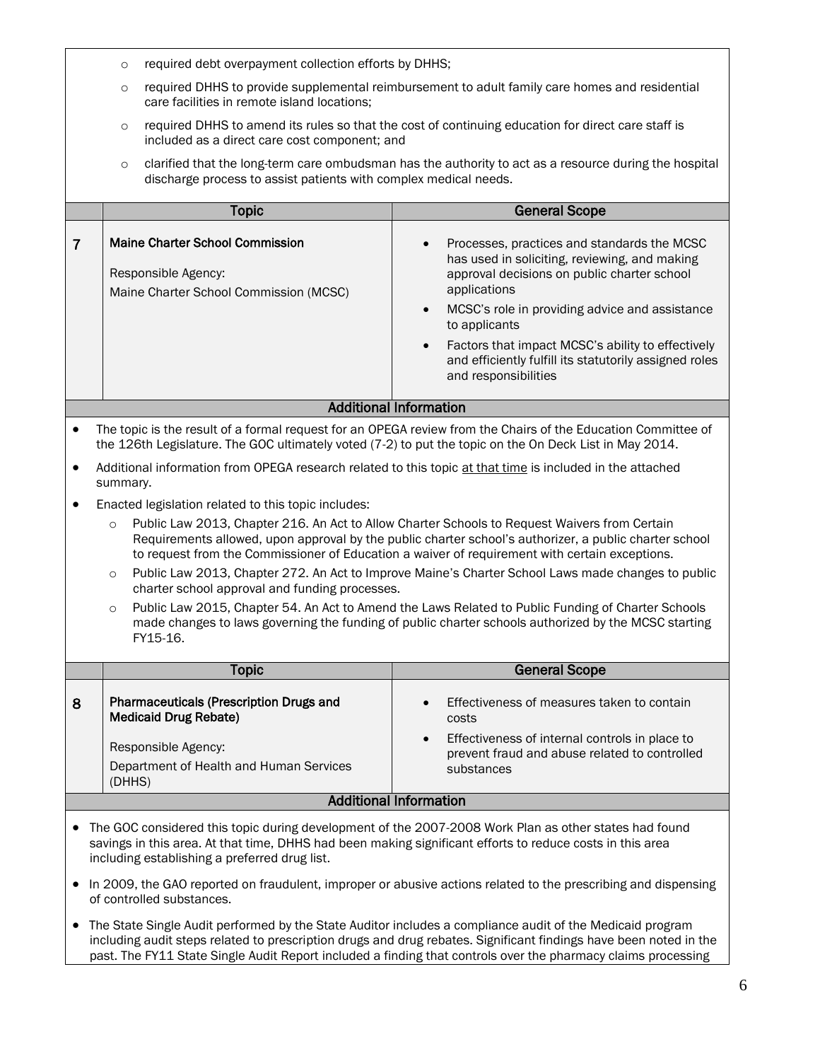- required debt overpayment collection efforts by DHHS;
- required DHHS to provide supplemental reimbursement to adult family care homes and residential care facilities in remote island locations;
- required DHHS to amend its rules so that the cost of continuing education for direct care staff is included as a direct care cost component; and
- clarified that the long-term care ombudsman has the authority to act as a resource during the hospital discharge process to assist patients with complex medical needs.

| | Topic | General Scope |
|---|---|---|
| **7** | **Maine Charter School Commission**<br><br>Responsible Agency:<br>Maine Charter School Commission (MCSC) | • Processes, practices and standards the MCSC has used in soliciting, reviewing, and making approval decisions on public charter school applications<br>• MCSC's role in providing advice and assistance to applicants<br>• Factors that impact MCSC's ability to effectively and efficiently fulfill its statutorily assigned roles and responsibilities |

**Additional Information**

- The topic is the result of a formal request for an OPEGA review from the Chairs of the Education Committee of the 126th Legislature. The GOC ultimately voted (7-2) to put the topic on the On Deck List in May 2014.
- Additional information from OPEGA research related to this topic at that time is included in the attached summary.
- Enacted legislation related to this topic includes:
  - Public Law 2013, Chapter 216. An Act to Allow Charter Schools to Request Waivers from Certain Requirements allowed, upon approval by the public charter school's authorizer, a public charter school to request from the Commissioner of Education a waiver of requirement with certain exceptions.
  - Public Law 2013, Chapter 272. An Act to Improve Maine's Charter School Laws made changes to public charter school approval and funding processes.
  - Public Law 2015, Chapter 54. An Act to Amend the Laws Related to Public Funding of Charter Schools made changes to laws governing the funding of public charter schools authorized by the MCSC starting FY15-16.

| | Topic | General Scope |
|---|---|---|
| **8** | **Pharmaceuticals (Prescription Drugs and Medicaid Drug Rebate)**<br><br>Responsible Agency:<br>Department of Health and Human Services (DHHS) | • Effectiveness of measures taken to contain costs<br>• Effectiveness of internal controls in place to prevent fraud and abuse related to controlled substances |

**Additional Information**

- The GOC considered this topic during development of the 2007-2008 Work Plan as other states had found savings in this area. At that time, DHHS had been making significant efforts to reduce costs in this area including establishing a preferred drug list.
- In 2009, the GAO reported on fraudulent, improper or abusive actions related to the prescribing and dispensing of controlled substances.
- The State Single Audit performed by the State Auditor includes a compliance audit of the Medicaid program including audit steps related to prescription drugs and drug rebates. Significant findings have been noted in the past. The FY11 State Single Audit Report included a finding that controls over the pharmacy claims processing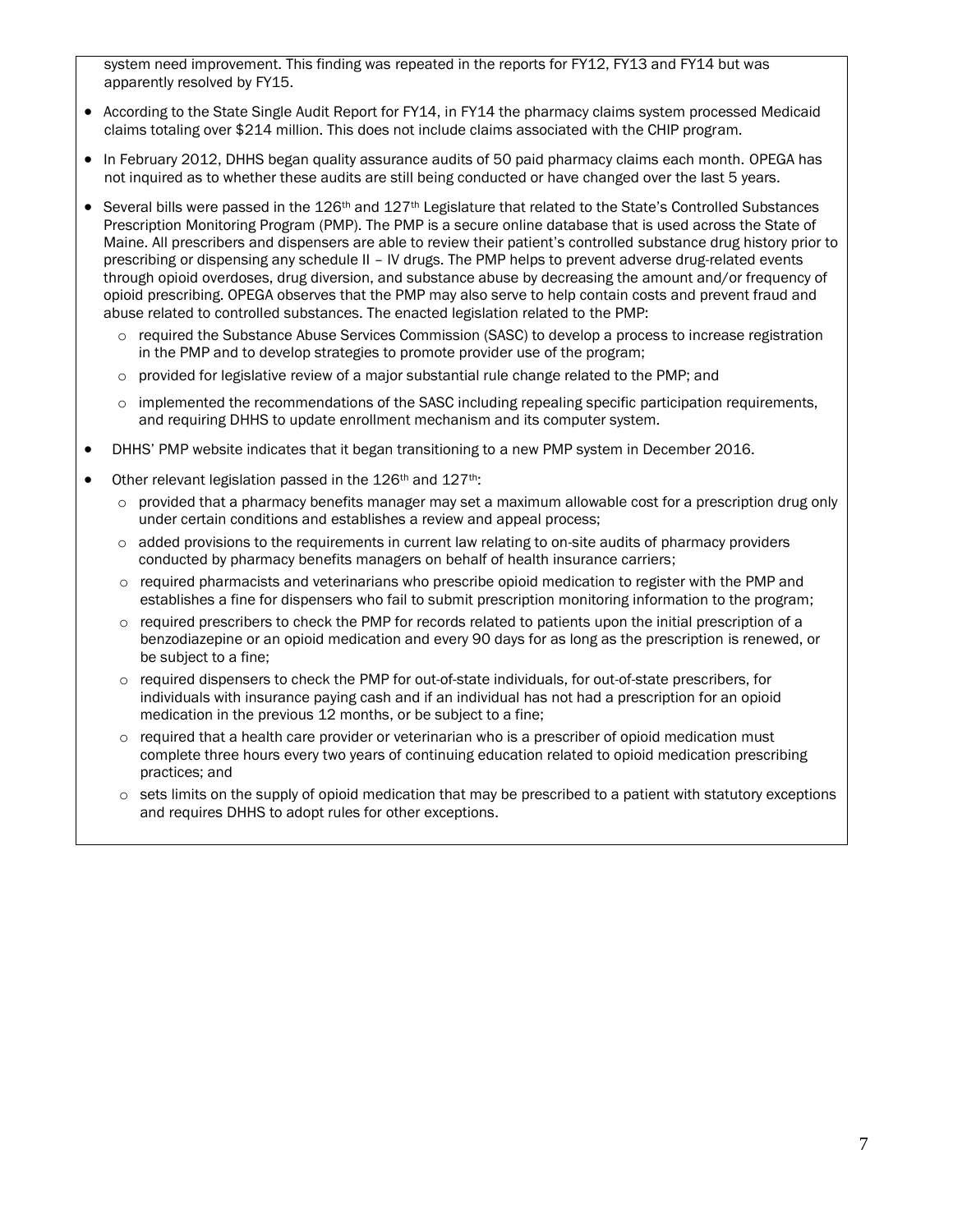system need improvement. This finding was repeated in the reports for FY12, FY13 and FY14 but was apparently resolved by FY15.

- According to the State Single Audit Report for FY14, in FY14 the pharmacy claims system processed Medicaid claims totaling over $214 million. This does not include claims associated with the CHIP program.
- In February 2012, DHHS began quality assurance audits of 50 paid pharmacy claims each month. OPEGA has not inquired as to whether these audits are still being conducted or have changed over the last 5 years.
- Several bills were passed in the 126th and 127th Legislature that related to the State's Controlled Substances Prescription Monitoring Program (PMP). The PMP is a secure online database that is used across the State of Maine. All prescribers and dispensers are able to review their patient's controlled substance drug history prior to prescribing or dispensing any schedule II – IV drugs. The PMP helps to prevent adverse drug-related events through opioid overdoses, drug diversion, and substance abuse by decreasing the amount and/or frequency of opioid prescribing. OPEGA observes that the PMP may also serve to help contain costs and prevent fraud and abuse related to controlled substances. The enacted legislation related to the PMP:
    - required the Substance Abuse Services Commission (SASC) to develop a process to increase registration in the PMP and to develop strategies to promote provider use of the program;
    - provided for legislative review of a major substantial rule change related to the PMP; and
    - implemented the recommendations of the SASC including repealing specific participation requirements, and requiring DHHS to update enrollment mechanism and its computer system.
- DHHS' PMP website indicates that it began transitioning to a new PMP system in December 2016.
- Other relevant legislation passed in the 126th and 127th:
    - provided that a pharmacy benefits manager may set a maximum allowable cost for a prescription drug only under certain conditions and establishes a review and appeal process;
    - added provisions to the requirements in current law relating to on-site audits of pharmacy providers conducted by pharmacy benefits managers on behalf of health insurance carriers;
    - required pharmacists and veterinarians who prescribe opioid medication to register with the PMP and establishes a fine for dispensers who fail to submit prescription monitoring information to the program;
    - required prescribers to check the PMP for records related to patients upon the initial prescription of a benzodiazepine or an opioid medication and every 90 days for as long as the prescription is renewed, or be subject to a fine;
    - required dispensers to check the PMP for out-of-state individuals, for out-of-state prescribers, for individuals with insurance paying cash and if an individual has not had a prescription for an opioid medication in the previous 12 months, or be subject to a fine;
    - required that a health care provider or veterinarian who is a prescriber of opioid medication must complete three hours every two years of continuing education related to opioid medication prescribing practices; and
    - sets limits on the supply of opioid medication that may be prescribed to a patient with statutory exceptions and requires DHHS to adopt rules for other exceptions.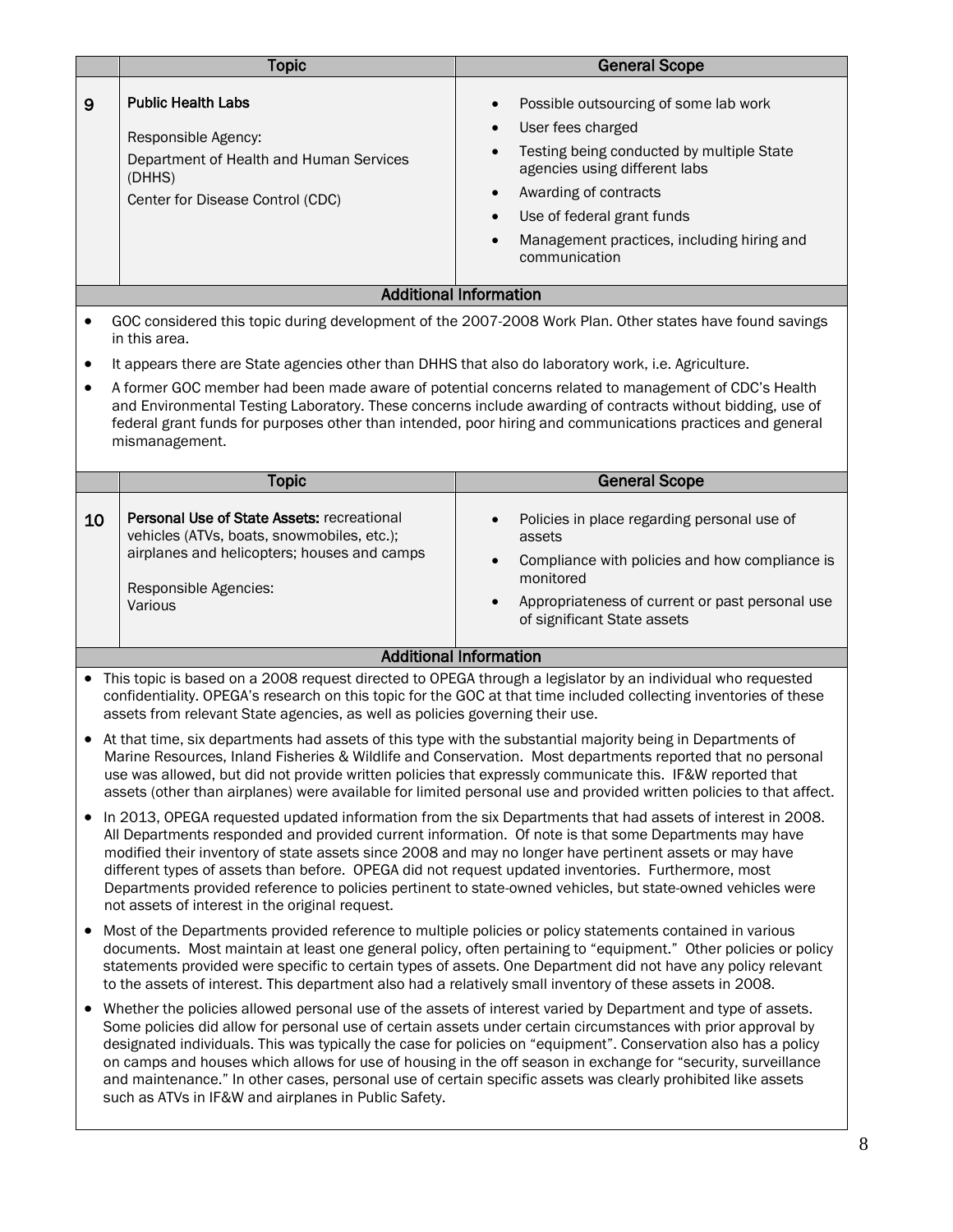| | Topic | General Scope |
|---|---|---|
| 9 | **Public Health Labs**<br><br>Responsible Agency:<br>Department of Health and Human Services (DHHS)<br>Center for Disease Control (CDC) | • Possible outsourcing of some lab work<br>• User fees charged<br>• Testing being conducted by multiple State agencies using different labs<br>• Awarding of contracts<br>• Use of federal grant funds<br>• Management practices, including hiring and communication |

**Additional Information**

- GOC considered this topic during development of the 2007-2008 Work Plan. Other states have found savings in this area.
- It appears there are State agencies other than DHHS that also do laboratory work, i.e. Agriculture.
- A former GOC member had been made aware of potential concerns related to management of CDC's Health and Environmental Testing Laboratory. These concerns include awarding of contracts without bidding, use of federal grant funds for purposes other than intended, poor hiring and communications practices and general mismanagement.

| | Topic | General Scope |
|---|---|---|
| 10 | **Personal Use of State Assets:** recreational vehicles (ATVs, boats, snowmobiles, etc.); airplanes and helicopters; houses and camps<br><br>Responsible Agencies:<br>Various | • Policies in place regarding personal use of assets<br>• Compliance with policies and how compliance is monitored<br>• Appropriateness of current or past personal use of significant State assets |

**Additional Information**

- This topic is based on a 2008 request directed to OPEGA through a legislator by an individual who requested confidentiality. OPEGA's research on this topic for the GOC at that time included collecting inventories of these assets from relevant State agencies, as well as policies governing their use.
- At that time, six departments had assets of this type with the substantial majority being in Departments of Marine Resources, Inland Fisheries & Wildlife and Conservation. Most departments reported that no personal use was allowed, but did not provide written policies that expressly communicate this. IF&W reported that assets (other than airplanes) were available for limited personal use and provided written policies to that affect.
- In 2013, OPEGA requested updated information from the six Departments that had assets of interest in 2008. All Departments responded and provided current information. Of note is that some Departments may have modified their inventory of state assets since 2008 and may no longer have pertinent assets or may have different types of assets than before. OPEGA did not request updated inventories. Furthermore, most Departments provided reference to policies pertinent to state-owned vehicles, but state-owned vehicles were not assets of interest in the original request.
- Most of the Departments provided reference to multiple policies or policy statements contained in various documents. Most maintain at least one general policy, often pertaining to "equipment." Other policies or policy statements provided were specific to certain types of assets. One Department did not have any policy relevant to the assets of interest. This department also had a relatively small inventory of these assets in 2008.
- Whether the policies allowed personal use of the assets of interest varied by Department and type of assets. Some policies did allow for personal use of certain assets under certain circumstances with prior approval by designated individuals. This was typically the case for policies on "equipment". Conservation also has a policy on camps and houses which allows for use of housing in the off season in exchange for "security, surveillance and maintenance." In other cases, personal use of certain specific assets was clearly prohibited like assets such as ATVs in IF&W and airplanes in Public Safety.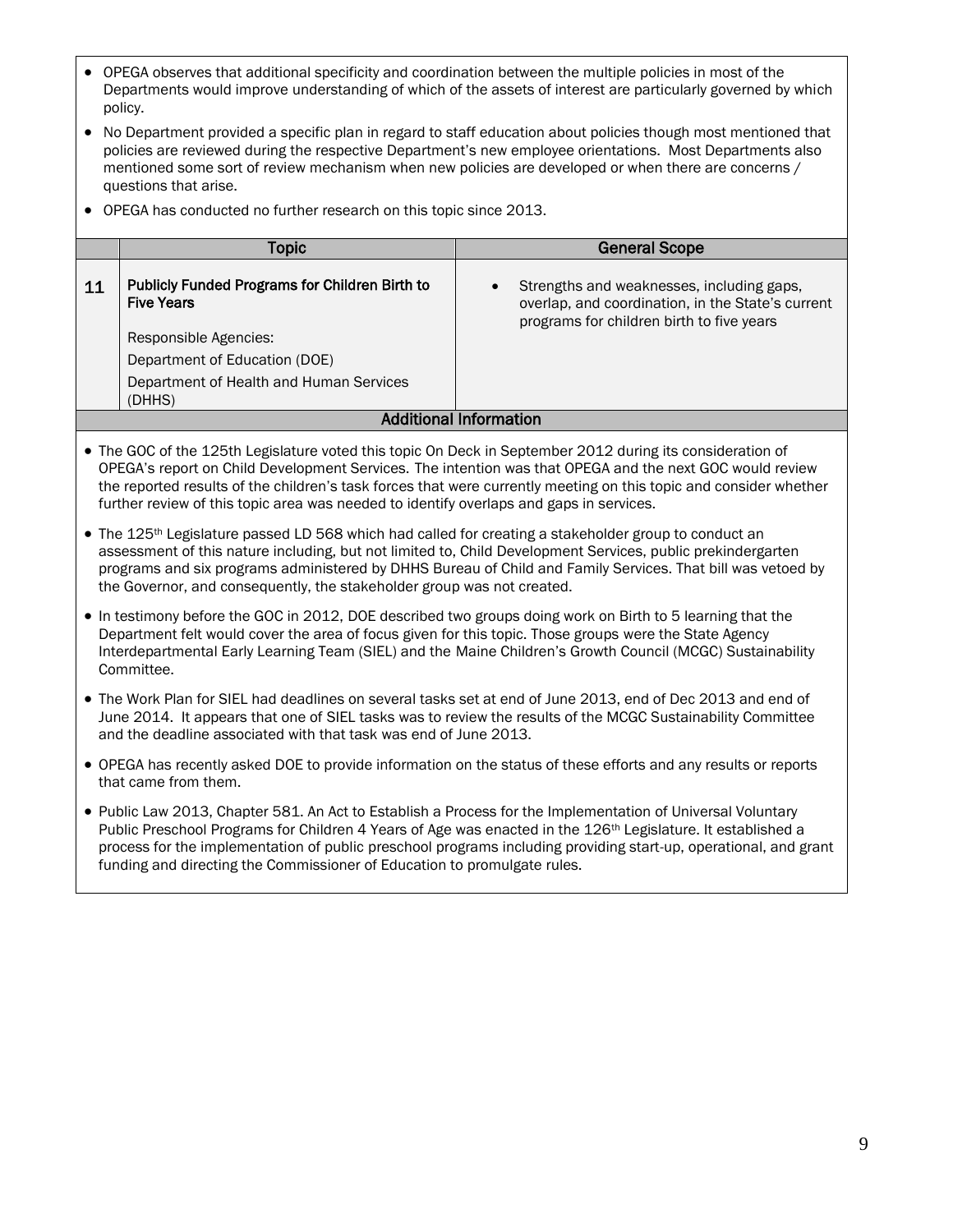- OPEGA observes that additional specificity and coordination between the multiple policies in most of the Departments would improve understanding of which of the assets of interest are particularly governed by which policy.
- No Department provided a specific plan in regard to staff education about policies though most mentioned that policies are reviewed during the respective Department's new employee orientations. Most Departments also mentioned some sort of review mechanism when new policies are developed or when there are concerns / questions that arise.
- OPEGA has conducted no further research on this topic since 2013.

| | Topic | General Scope |
|---|---|---|
| 11 | **Publicly Funded Programs for Children Birth to Five Years**<br><br>Responsible Agencies:<br>Department of Education (DOE)<br>Department of Health and Human Services (DHHS) | • Strengths and weaknesses, including gaps, overlap, and coordination, in the State's current programs for children birth to five years |

**Additional Information**

- The GOC of the 125th Legislature voted this topic On Deck in September 2012 during its consideration of OPEGA's report on Child Development Services. The intention was that OPEGA and the next GOC would review the reported results of the children's task forces that were currently meeting on this topic and consider whether further review of this topic area was needed to identify overlaps and gaps in services.
- The 125th Legislature passed LD 568 which had called for creating a stakeholder group to conduct an assessment of this nature including, but not limited to, Child Development Services, public prekindergarten programs and six programs administered by DHHS Bureau of Child and Family Services. That bill was vetoed by the Governor, and consequently, the stakeholder group was not created.
- In testimony before the GOC in 2012, DOE described two groups doing work on Birth to 5 learning that the Department felt would cover the area of focus given for this topic. Those groups were the State Agency Interdepartmental Early Learning Team (SIEL) and the Maine Children's Growth Council (MCGC) Sustainability Committee.
- The Work Plan for SIEL had deadlines on several tasks set at end of June 2013, end of Dec 2013 and end of June 2014. It appears that one of SIEL tasks was to review the results of the MCGC Sustainability Committee and the deadline associated with that task was end of June 2013.
- OPEGA has recently asked DOE to provide information on the status of these efforts and any results or reports that came from them.
- Public Law 2013, Chapter 581. An Act to Establish a Process for the Implementation of Universal Voluntary Public Preschool Programs for Children 4 Years of Age was enacted in the 126th Legislature. It established a process for the implementation of public preschool programs including providing start-up, operational, and grant funding and directing the Commissioner of Education to promulgate rules.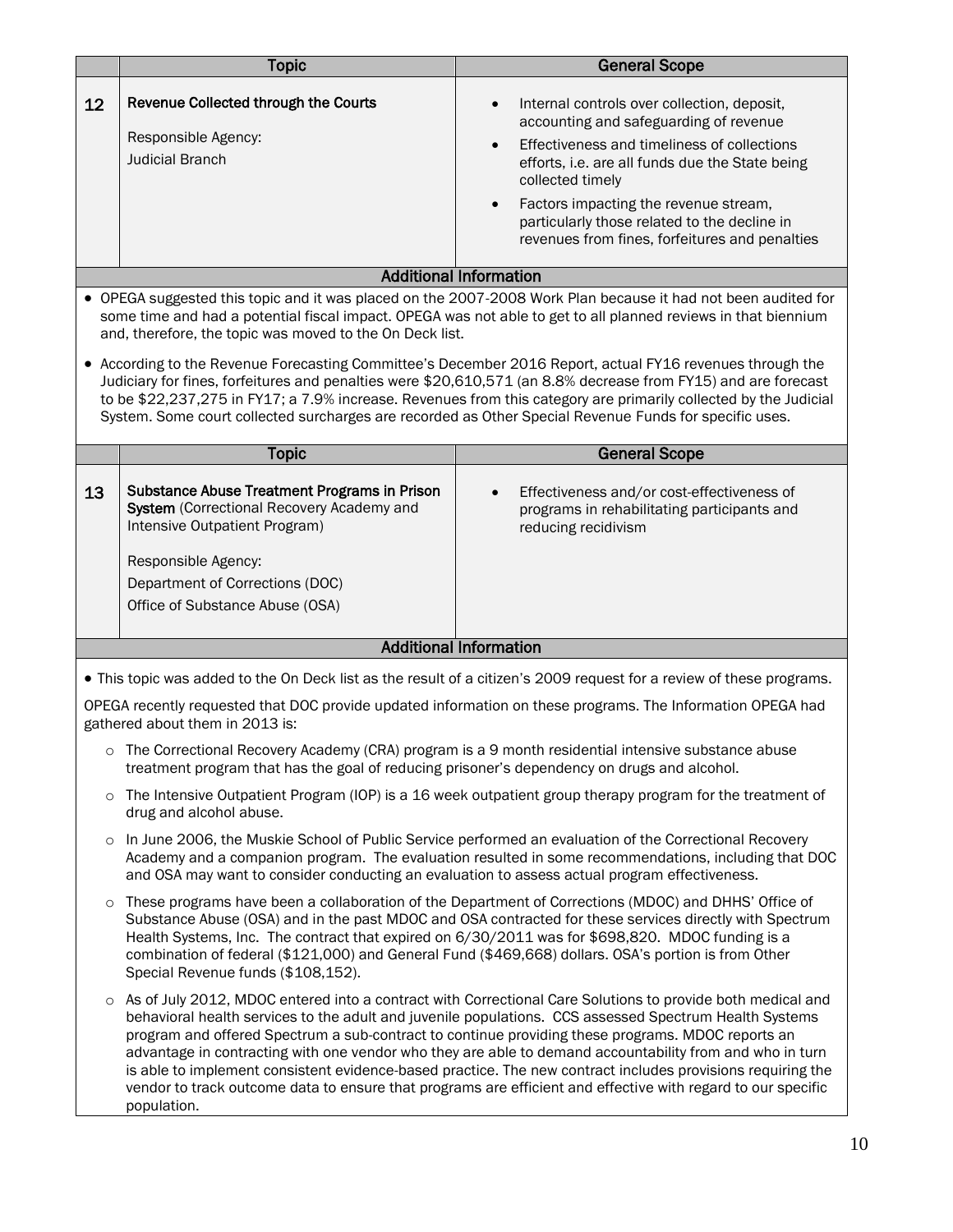| | Topic | General Scope |
|---|---|---|
| 12 | **Revenue Collected through the Courts**<br><br>Responsible Agency:<br>Judicial Branch | • Internal controls over collection, deposit, accounting and safeguarding of revenue<br>• Effectiveness and timeliness of collections efforts, i.e. are all funds due the State being collected timely<br>• Factors impacting the revenue stream, particularly those related to the decline in revenues from fines, forfeitures and penalties |

**Additional Information**

- OPEGA suggested this topic and it was placed on the 2007-2008 Work Plan because it had not been audited for some time and had a potential fiscal impact. OPEGA was not able to get to all planned reviews in that biennium and, therefore, the topic was moved to the On Deck list.
- According to the Revenue Forecasting Committee's December 2016 Report, actual FY16 revenues through the Judiciary for fines, forfeitures and penalties were $20,610,571 (an 8.8% decrease from FY15) and are forecast to be $22,237,275 in FY17; a 7.9% increase. Revenues from this category are primarily collected by the Judicial System. Some court collected surcharges are recorded as Other Special Revenue Funds for specific uses.

| | Topic | General Scope |
|---|---|---|
| 13 | **Substance Abuse Treatment Programs in Prison System** (Correctional Recovery Academy and Intensive Outpatient Program)<br><br>Responsible Agency:<br>Department of Corrections (DOC)<br>Office of Substance Abuse (OSA) | • Effectiveness and/or cost-effectiveness of programs in rehabilitating participants and reducing recidivism |

**Additional Information**

- This topic was added to the On Deck list as the result of a citizen's 2009 request for a review of these programs.

OPEGA recently requested that DOC provide updated information on these programs. The Information OPEGA had gathered about them in 2013 is:

- The Correctional Recovery Academy (CRA) program is a 9 month residential intensive substance abuse treatment program that has the goal of reducing prisoner's dependency on drugs and alcohol.
- The Intensive Outpatient Program (IOP) is a 16 week outpatient group therapy program for the treatment of drug and alcohol abuse.
- In June 2006, the Muskie School of Public Service performed an evaluation of the Correctional Recovery Academy and a companion program. The evaluation resulted in some recommendations, including that DOC and OSA may want to consider conducting an evaluation to assess actual program effectiveness.
- These programs have been a collaboration of the Department of Corrections (MDOC) and DHHS' Office of Substance Abuse (OSA) and in the past MDOC and OSA contracted for these services directly with Spectrum Health Systems, Inc. The contract that expired on 6/30/2011 was for $698,820. MDOC funding is a combination of federal ($121,000) and General Fund ($469,668) dollars. OSA's portion is from Other Special Revenue funds ($108,152).
- As of July 2012, MDOC entered into a contract with Correctional Care Solutions to provide both medical and behavioral health services to the adult and juvenile populations. CCS assessed Spectrum Health Systems program and offered Spectrum a sub-contract to continue providing these programs. MDOC reports an advantage in contracting with one vendor who they are able to demand accountability from and who in turn is able to implement consistent evidence-based practice. The new contract includes provisions requiring the vendor to track outcome data to ensure that programs are efficient and effective with regard to our specific population.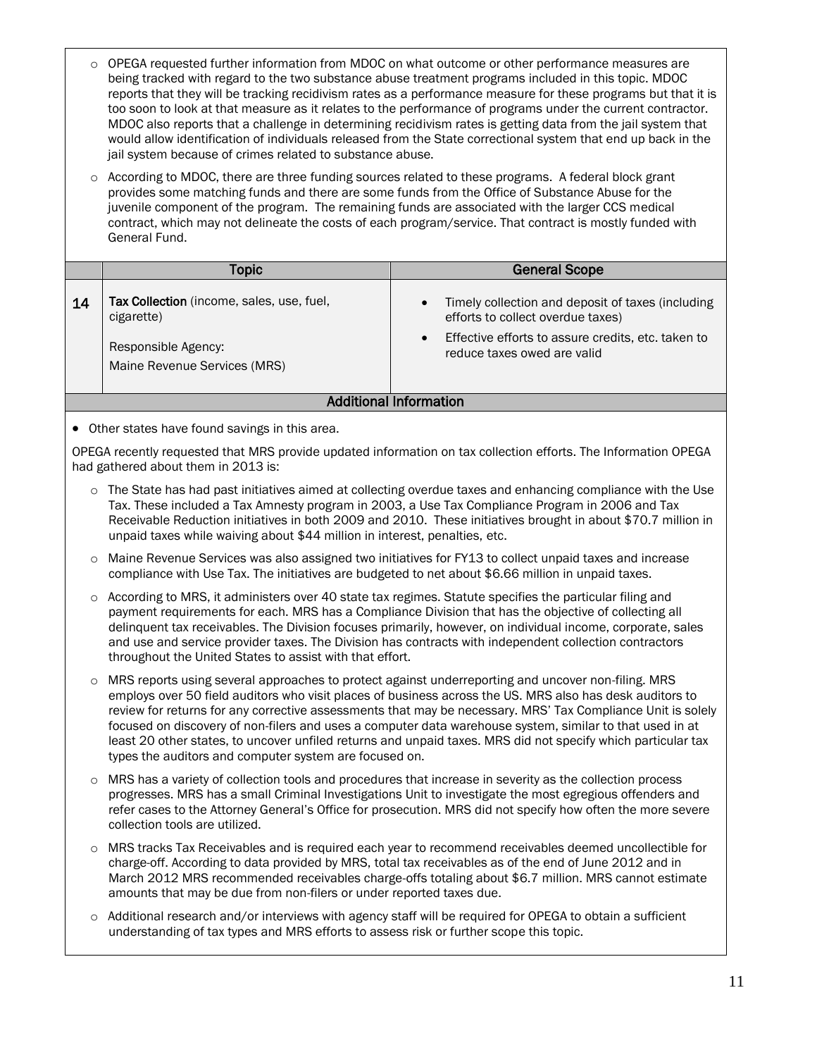- OPEGA requested further information from MDOC on what outcome or other performance measures are being tracked with regard to the two substance abuse treatment programs included in this topic. MDOC reports that they will be tracking recidivism rates as a performance measure for these programs but that it is too soon to look at that measure as it relates to the performance of programs under the current contractor. MDOC also reports that a challenge in determining recidivism rates is getting data from the jail system that would allow identification of individuals released from the State correctional system that end up back in the jail system because of crimes related to substance abuse.
- According to MDOC, there are three funding sources related to these programs. A federal block grant provides some matching funds and there are some funds from the Office of Substance Abuse for the juvenile component of the program. The remaining funds are associated with the larger CCS medical contract, which may not delineate the costs of each program/service. That contract is mostly funded with General Fund.

| | Topic | General Scope |
|---|---|---|
| **14** | **Tax Collection** (income, sales, use, fuel, cigarette)<br><br>Responsible Agency:<br>Maine Revenue Services (MRS) | • Timely collection and deposit of taxes (including efforts to collect overdue taxes)<br>• Effective efforts to assure credits, etc. taken to reduce taxes owed are valid |

**Additional Information**

- Other states have found savings in this area.

OPEGA recently requested that MRS provide updated information on tax collection efforts. The Information OPEGA had gathered about them in 2013 is:

- The State has had past initiatives aimed at collecting overdue taxes and enhancing compliance with the Use Tax. These included a Tax Amnesty program in 2003, a Use Tax Compliance Program in 2006 and Tax Receivable Reduction initiatives in both 2009 and 2010. These initiatives brought in about $70.7 million in unpaid taxes while waiving about $44 million in interest, penalties, etc.
- Maine Revenue Services was also assigned two initiatives for FY13 to collect unpaid taxes and increase compliance with Use Tax. The initiatives are budgeted to net about $6.66 million in unpaid taxes.
- According to MRS, it administers over 40 state tax regimes. Statute specifies the particular filing and payment requirements for each. MRS has a Compliance Division that has the objective of collecting all delinquent tax receivables. The Division focuses primarily, however, on individual income, corporate, sales and use and service provider taxes. The Division has contracts with independent collection contractors throughout the United States to assist with that effort.
- MRS reports using several approaches to protect against underreporting and uncover non-filing. MRS employs over 50 field auditors who visit places of business across the US. MRS also has desk auditors to review for returns for any corrective assessments that may be necessary. MRS' Tax Compliance Unit is solely focused on discovery of non-filers and uses a computer data warehouse system, similar to that used in at least 20 other states, to uncover unfiled returns and unpaid taxes. MRS did not specify which particular tax types the auditors and computer system are focused on.
- MRS has a variety of collection tools and procedures that increase in severity as the collection process progresses. MRS has a small Criminal Investigations Unit to investigate the most egregious offenders and refer cases to the Attorney General's Office for prosecution. MRS did not specify how often the more severe collection tools are utilized.
- MRS tracks Tax Receivables and is required each year to recommend receivables deemed uncollectible for charge-off. According to data provided by MRS, total tax receivables as of the end of June 2012 and in March 2012 MRS recommended receivables charge-offs totaling about $6.7 million. MRS cannot estimate amounts that may be due from non-filers or under reported taxes due.
- Additional research and/or interviews with agency staff will be required for OPEGA to obtain a sufficient understanding of tax types and MRS efforts to assess risk or further scope this topic.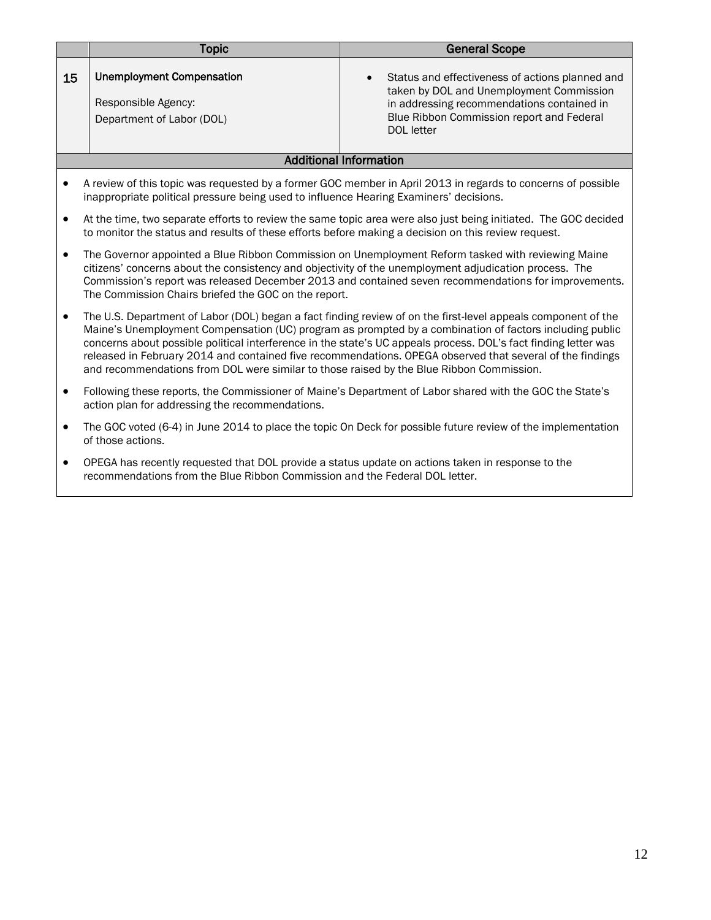| | Topic | General Scope |
|---|---|---|
| 15 | **Unemployment Compensation**<br><br>Responsible Agency:<br>Department of Labor (DOL) | • Status and effectiveness of actions planned and taken by DOL and Unemployment Commission in addressing recommendations contained in Blue Ribbon Commission report and Federal DOL letter |

**Additional Information**

- A review of this topic was requested by a former GOC member in April 2013 in regards to concerns of possible inappropriate political pressure being used to influence Hearing Examiners' decisions.
- At the time, two separate efforts to review the same topic area were also just being initiated. The GOC decided to monitor the status and results of these efforts before making a decision on this review request.
- The Governor appointed a Blue Ribbon Commission on Unemployment Reform tasked with reviewing Maine citizens' concerns about the consistency and objectivity of the unemployment adjudication process. The Commission's report was released December 2013 and contained seven recommendations for improvements. The Commission Chairs briefed the GOC on the report.
- The U.S. Department of Labor (DOL) began a fact finding review of on the first-level appeals component of the Maine's Unemployment Compensation (UC) program as prompted by a combination of factors including public concerns about possible political interference in the state's UC appeals process. DOL's fact finding letter was released in February 2014 and contained five recommendations. OPEGA observed that several of the findings and recommendations from DOL were similar to those raised by the Blue Ribbon Commission.
- Following these reports, the Commissioner of Maine's Department of Labor shared with the GOC the State's action plan for addressing the recommendations.
- The GOC voted (6-4) in June 2014 to place the topic On Deck for possible future review of the implementation of those actions.
- OPEGA has recently requested that DOL provide a status update on actions taken in response to the recommendations from the Blue Ribbon Commission and the Federal DOL letter.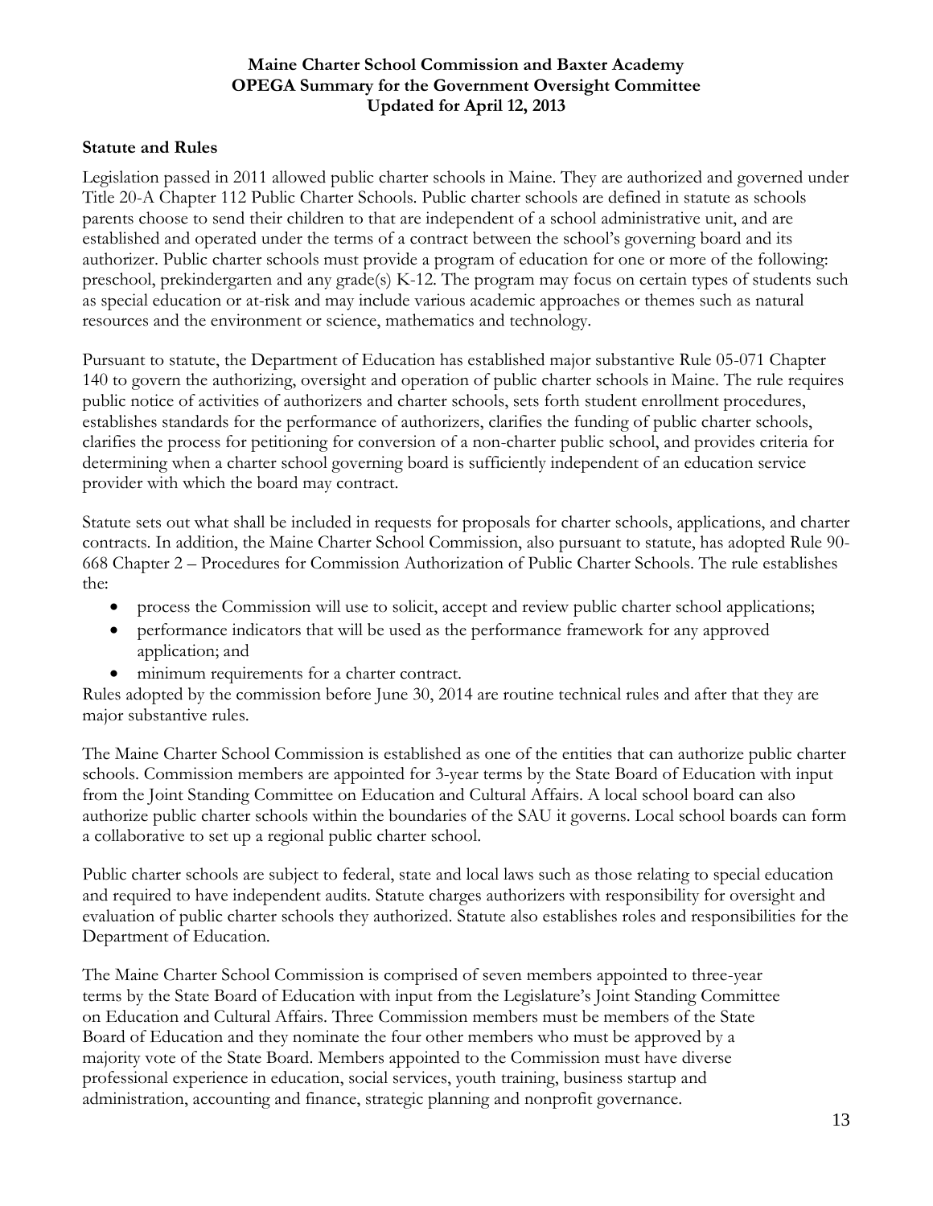**Maine Charter School Commission and Baxter Academy**
**OPEGA Summary for the Government Oversight Committee**
**Updated for April 12, 2013**

## Statute and Rules

Legislation passed in 2011 allowed public charter schools in Maine. They are authorized and governed under Title 20-A Chapter 112 Public Charter Schools. Public charter schools are defined in statute as schools parents choose to send their children to that are independent of a school administrative unit, and are established and operated under the terms of a contract between the school's governing board and its authorizer. Public charter schools must provide a program of education for one or more of the following: preschool, prekindergarten and any grade(s) K-12. The program may focus on certain types of students such as special education or at-risk and may include various academic approaches or themes such as natural resources and the environment or science, mathematics and technology.

Pursuant to statute, the Department of Education has established major substantive Rule 05-071 Chapter 140 to govern the authorizing, oversight and operation of public charter schools in Maine. The rule requires public notice of activities of authorizers and charter schools, sets forth student enrollment procedures, establishes standards for the performance of authorizers, clarifies the funding of public charter schools, clarifies the process for petitioning for conversion of a non-charter public school, and provides criteria for determining when a charter school governing board is sufficiently independent of an education service provider with which the board may contract.

Statute sets out what shall be included in requests for proposals for charter schools, applications, and charter contracts. In addition, the Maine Charter School Commission, also pursuant to statute, has adopted Rule 90-668 Chapter 2 – Procedures for Commission Authorization of Public Charter Schools. The rule establishes the:

- process the Commission will use to solicit, accept and review public charter school applications;
- performance indicators that will be used as the performance framework for any approved application; and
- minimum requirements for a charter contract.

Rules adopted by the commission before June 30, 2014 are routine technical rules and after that they are major substantive rules.

The Maine Charter School Commission is established as one of the entities that can authorize public charter schools. Commission members are appointed for 3-year terms by the State Board of Education with input from the Joint Standing Committee on Education and Cultural Affairs. A local school board can also authorize public charter schools within the boundaries of the SAU it governs. Local school boards can form a collaborative to set up a regional public charter school.

Public charter schools are subject to federal, state and local laws such as those relating to special education and required to have independent audits. Statute charges authorizers with responsibility for oversight and evaluation of public charter schools they authorized. Statute also establishes roles and responsibilities for the Department of Education.

The Maine Charter School Commission is comprised of seven members appointed to three-year terms by the State Board of Education with input from the Legislature's Joint Standing Committee on Education and Cultural Affairs. Three Commission members must be members of the State Board of Education and they nominate the four other members who must be approved by a majority vote of the State Board. Members appointed to the Commission must have diverse professional experience in education, social services, youth training, business startup and administration, accounting and finance, strategic planning and nonprofit governance.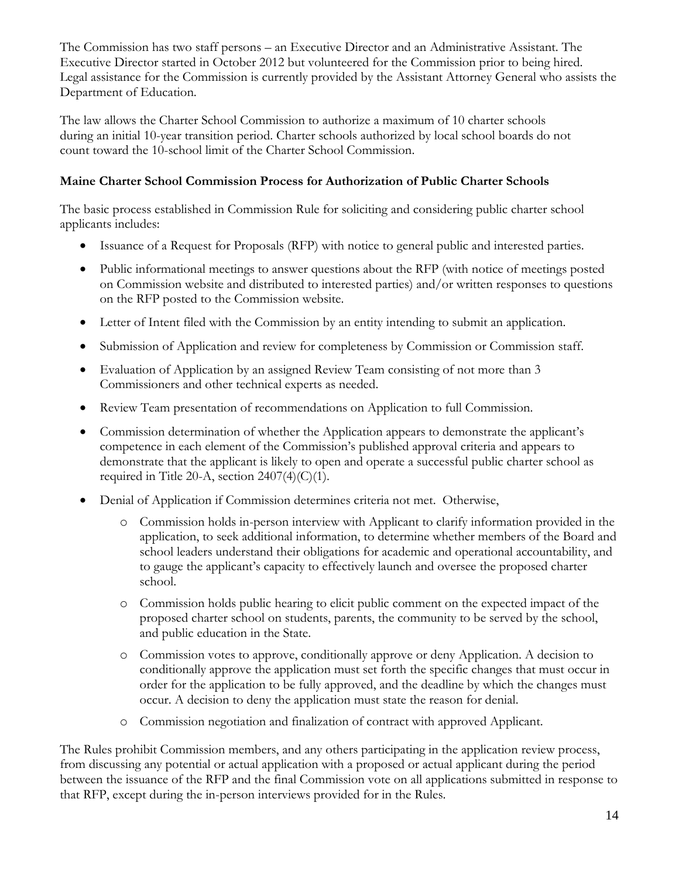The Commission has two staff persons – an Executive Director and an Administrative Assistant. The Executive Director started in October 2012 but volunteered for the Commission prior to being hired. Legal assistance for the Commission is currently provided by the Assistant Attorney General who assists the Department of Education.

The law allows the Charter School Commission to authorize a maximum of 10 charter schools during an initial 10-year transition period. Charter schools authorized by local school boards do not count toward the 10-school limit of the Charter School Commission.

**Maine Charter School Commission Process for Authorization of Public Charter Schools**

The basic process established in Commission Rule for soliciting and considering public charter school applicants includes:

- Issuance of a Request for Proposals (RFP) with notice to general public and interested parties.
- Public informational meetings to answer questions about the RFP (with notice of meetings posted on Commission website and distributed to interested parties) and/or written responses to questions on the RFP posted to the Commission website.
- Letter of Intent filed with the Commission by an entity intending to submit an application.
- Submission of Application and review for completeness by Commission or Commission staff.
- Evaluation of Application by an assigned Review Team consisting of not more than 3 Commissioners and other technical experts as needed.
- Review Team presentation of recommendations on Application to full Commission.
- Commission determination of whether the Application appears to demonstrate the applicant's competence in each element of the Commission's published approval criteria and appears to demonstrate that the applicant is likely to open and operate a successful public charter school as required in Title 20-A, section 2407(4)(C)(1).
- Denial of Application if Commission determines criteria not met. Otherwise,
  - Commission holds in-person interview with Applicant to clarify information provided in the application, to seek additional information, to determine whether members of the Board and school leaders understand their obligations for academic and operational accountability, and to gauge the applicant's capacity to effectively launch and oversee the proposed charter school.
  - Commission holds public hearing to elicit public comment on the expected impact of the proposed charter school on students, parents, the community to be served by the school, and public education in the State.
  - Commission votes to approve, conditionally approve or deny Application. A decision to conditionally approve the application must set forth the specific changes that must occur in order for the application to be fully approved, and the deadline by which the changes must occur. A decision to deny the application must state the reason for denial.
  - Commission negotiation and finalization of contract with approved Applicant.

The Rules prohibit Commission members, and any others participating in the application review process, from discussing any potential or actual application with a proposed or actual applicant during the period between the issuance of the RFP and the final Commission vote on all applications submitted in response to that RFP, except during the in-person interviews provided for in the Rules.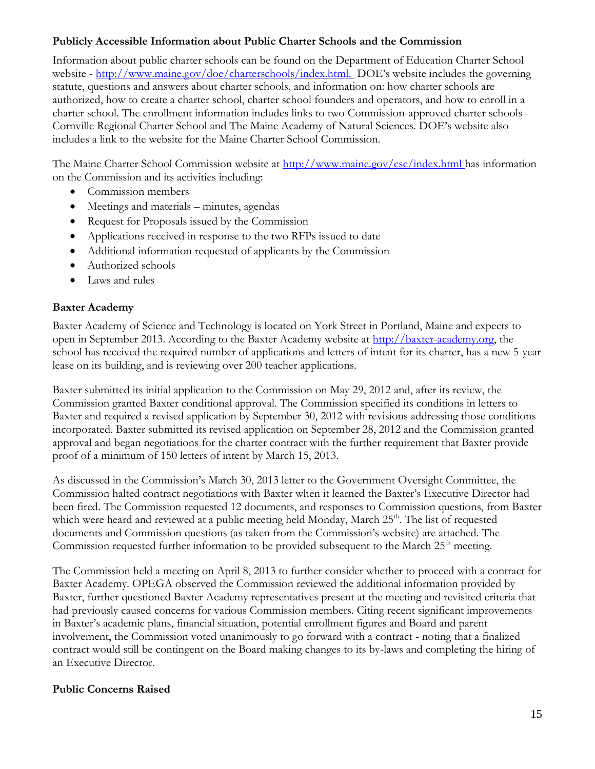### Publicly Accessible Information about Public Charter Schools and the Commission

Information about public charter schools can be found on the Department of Education Charter School website - http://www.maine.gov/doe/charterschools/index.html. DOE's website includes the governing statute, questions and answers about charter schools, and information on: how charter schools are authorized, how to create a charter school, charter school founders and operators, and how to enroll in a charter school. The enrollment information includes links to two Commission-approved charter schools - Cornville Regional Charter School and The Maine Academy of Natural Sciences. DOE's website also includes a link to the website for the Maine Charter School Commission.

The Maine Charter School Commission website at http://www.maine.gov/csc/index.html has information on the Commission and its activities including:

- Commission members
- Meetings and materials – minutes, agendas
- Request for Proposals issued by the Commission
- Applications received in response to the two RFPs issued to date
- Additional information requested of applicants by the Commission
- Authorized schools
- Laws and rules

### Baxter Academy

Baxter Academy of Science and Technology is located on York Street in Portland, Maine and expects to open in September 2013. According to the Baxter Academy website at http://baxter-academy.org, the school has received the required number of applications and letters of intent for its charter, has a new 5-year lease on its building, and is reviewing over 200 teacher applications.

Baxter submitted its initial application to the Commission on May 29, 2012 and, after its review, the Commission granted Baxter conditional approval. The Commission specified its conditions in letters to Baxter and required a revised application by September 30, 2012 with revisions addressing those conditions incorporated. Baxter submitted its revised application on September 28, 2012 and the Commission granted approval and began negotiations for the charter contract with the further requirement that Baxter provide proof of a minimum of 150 letters of intent by March 15, 2013.

As discussed in the Commission's March 30, 2013 letter to the Government Oversight Committee, the Commission halted contract negotiations with Baxter when it learned the Baxter's Executive Director had been fired. The Commission requested 12 documents, and responses to Commission questions, from Baxter which were heard and reviewed at a public meeting held Monday, March 25th. The list of requested documents and Commission questions (as taken from the Commission's website) are attached. The Commission requested further information to be provided subsequent to the March 25th meeting.

The Commission held a meeting on April 8, 2013 to further consider whether to proceed with a contract for Baxter Academy. OPEGA observed the Commission reviewed the additional information provided by Baxter, further questioned Baxter Academy representatives present at the meeting and revisited criteria that had previously caused concerns for various Commission members. Citing recent significant improvements in Baxter's academic plans, financial situation, potential enrollment figures and Board and parent involvement, the Commission voted unanimously to go forward with a contract - noting that a finalized contract would still be contingent on the Board making changes to its by-laws and completing the hiring of an Executive Director.

### Public Concerns Raised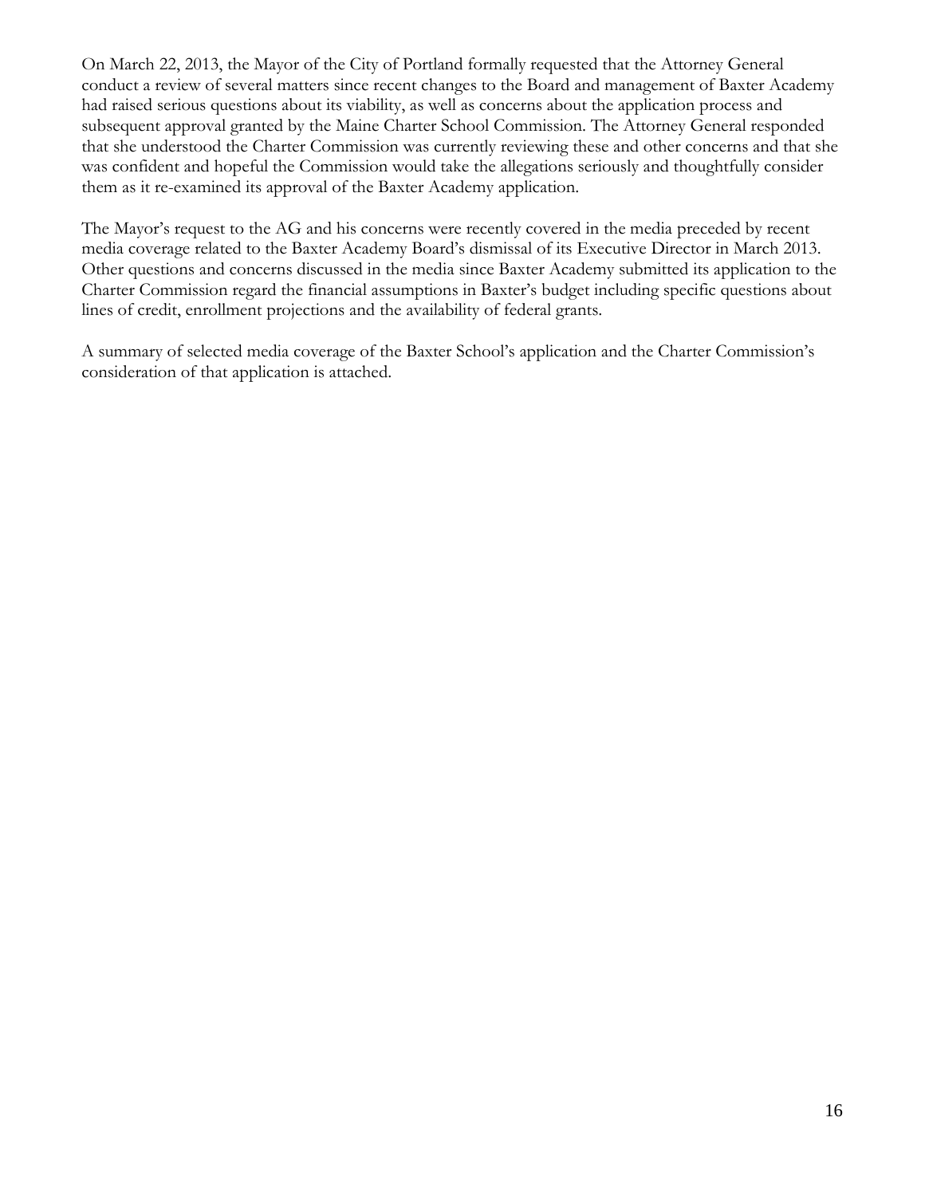On March 22, 2013, the Mayor of the City of Portland formally requested that the Attorney General conduct a review of several matters since recent changes to the Board and management of Baxter Academy had raised serious questions about its viability, as well as concerns about the application process and subsequent approval granted by the Maine Charter School Commission. The Attorney General responded that she understood the Charter Commission was currently reviewing these and other concerns and that she was confident and hopeful the Commission would take the allegations seriously and thoughtfully consider them as it re-examined its approval of the Baxter Academy application.

The Mayor's request to the AG and his concerns were recently covered in the media preceded by recent media coverage related to the Baxter Academy Board's dismissal of its Executive Director in March 2013. Other questions and concerns discussed in the media since Baxter Academy submitted its application to the Charter Commission regard the financial assumptions in Baxter's budget including specific questions about lines of credit, enrollment projections and the availability of federal grants.

A summary of selected media coverage of the Baxter School's application and the Charter Commission's consideration of that application is attached.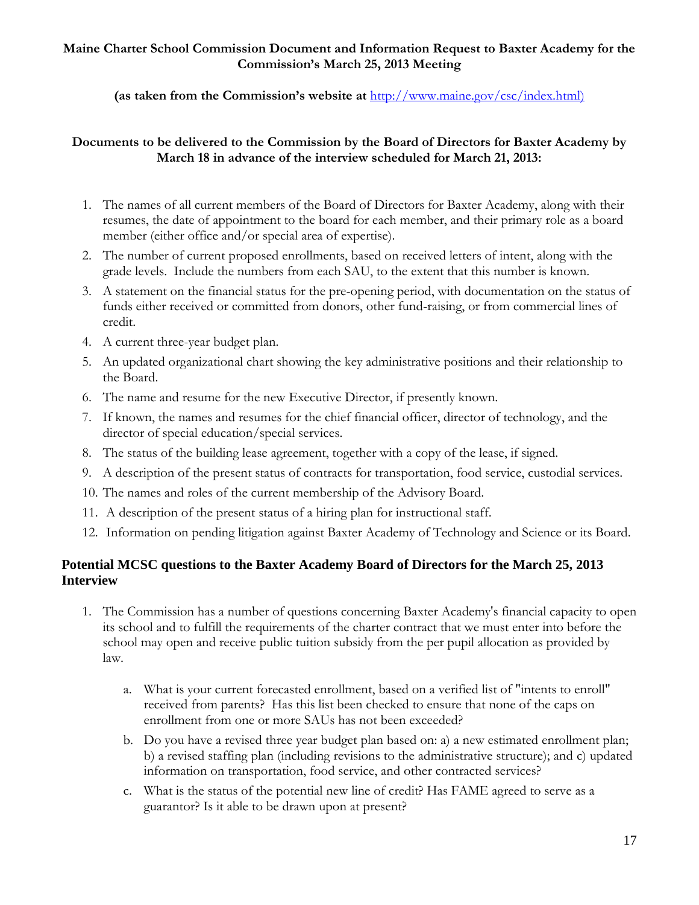**Maine Charter School Commission Document and Information Request to Baxter Academy for the Commission's March 25, 2013 Meeting**

**(as taken from the Commission's website at** [http://www.maine.gov/csc/index.html)](http://www.maine.gov/csc/index.html)

**Documents to be delivered to the Commission by the Board of Directors for Baxter Academy by March 18 in advance of the interview scheduled for March 21, 2013:**

1. The names of all current members of the Board of Directors for Baxter Academy, along with their resumes, the date of appointment to the board for each member, and their primary role as a board member (either office and/or special area of expertise).
2. The number of current proposed enrollments, based on received letters of intent, along with the grade levels. Include the numbers from each SAU, to the extent that this number is known.
3. A statement on the financial status for the pre-opening period, with documentation on the status of funds either received or committed from donors, other fund-raising, or from commercial lines of credit.
4. A current three-year budget plan.
5. An updated organizational chart showing the key administrative positions and their relationship to the Board.
6. The name and resume for the new Executive Director, if presently known.
7. If known, the names and resumes for the chief financial officer, director of technology, and the director of special education/special services.
8. The status of the building lease agreement, together with a copy of the lease, if signed.
9. A description of the present status of contracts for transportation, food service, custodial services.
10. The names and roles of the current membership of the Advisory Board.
11. A description of the present status of a hiring plan for instructional staff.
12. Information on pending litigation against Baxter Academy of Technology and Science or its Board.

## Potential MCSC questions to the Baxter Academy Board of Directors for the March 25, 2013 Interview

1. The Commission has a number of questions concerning Baxter Academy's financial capacity to open its school and to fulfill the requirements of the charter contract that we must enter into before the school may open and receive public tuition subsidy from the per pupil allocation as provided by law.

    a. What is your current forecasted enrollment, based on a verified list of "intents to enroll" received from parents? Has this list been checked to ensure that none of the caps on enrollment from one or more SAUs has not been exceeded?

    b. Do you have a revised three year budget plan based on: a) a new estimated enrollment plan; b) a revised staffing plan (including revisions to the administrative structure); and c) updated information on transportation, food service, and other contracted services?

    c. What is the status of the potential new line of credit? Has FAME agreed to serve as a guarantor? Is it able to be drawn upon at present?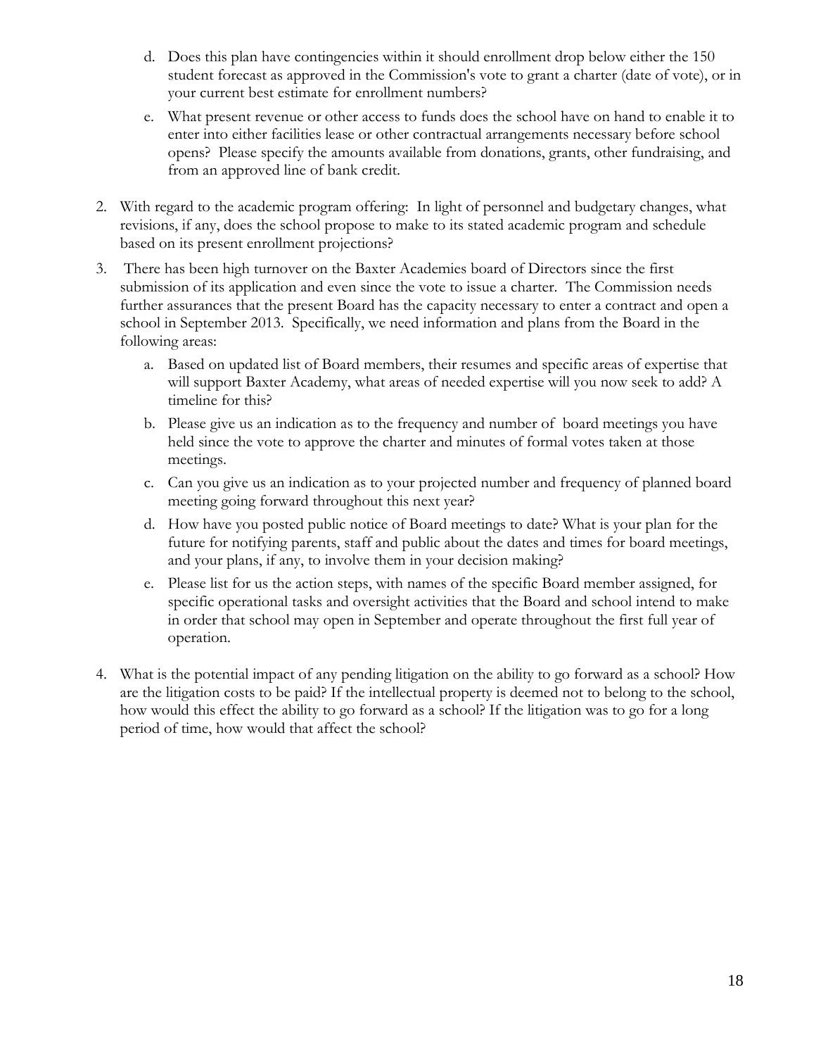d. Does this plan have contingencies within it should enrollment drop below either the 150 student forecast as approved in the Commission's vote to grant a charter (date of vote), or in your current best estimate for enrollment numbers?

e. What present revenue or other access to funds does the school have on hand to enable it to enter into either facilities lease or other contractual arrangements necessary before school opens? Please specify the amounts available from donations, grants, other fundraising, and from an approved line of bank credit.

2. With regard to the academic program offering: In light of personnel and budgetary changes, what revisions, if any, does the school propose to make to its stated academic program and schedule based on its present enrollment projections?

3. There has been high turnover on the Baxter Academies board of Directors since the first submission of its application and even since the vote to issue a charter. The Commission needs further assurances that the present Board has the capacity necessary to enter a contract and open a school in September 2013. Specifically, we need information and plans from the Board in the following areas:

   a. Based on updated list of Board members, their resumes and specific areas of expertise that will support Baxter Academy, what areas of needed expertise will you now seek to add? A timeline for this?

   b. Please give us an indication as to the frequency and number of board meetings you have held since the vote to approve the charter and minutes of formal votes taken at those meetings.

   c. Can you give us an indication as to your projected number and frequency of planned board meeting going forward throughout this next year?

   d. How have you posted public notice of Board meetings to date? What is your plan for the future for notifying parents, staff and public about the dates and times for board meetings, and your plans, if any, to involve them in your decision making?

   e. Please list for us the action steps, with names of the specific Board member assigned, for specific operational tasks and oversight activities that the Board and school intend to make in order that school may open in September and operate throughout the first full year of operation.

4. What is the potential impact of any pending litigation on the ability to go forward as a school? How are the litigation costs to be paid? If the intellectual property is deemed not to belong to the school, how would this effect the ability to go forward as a school? If the litigation was to go for a long period of time, how would that affect the school?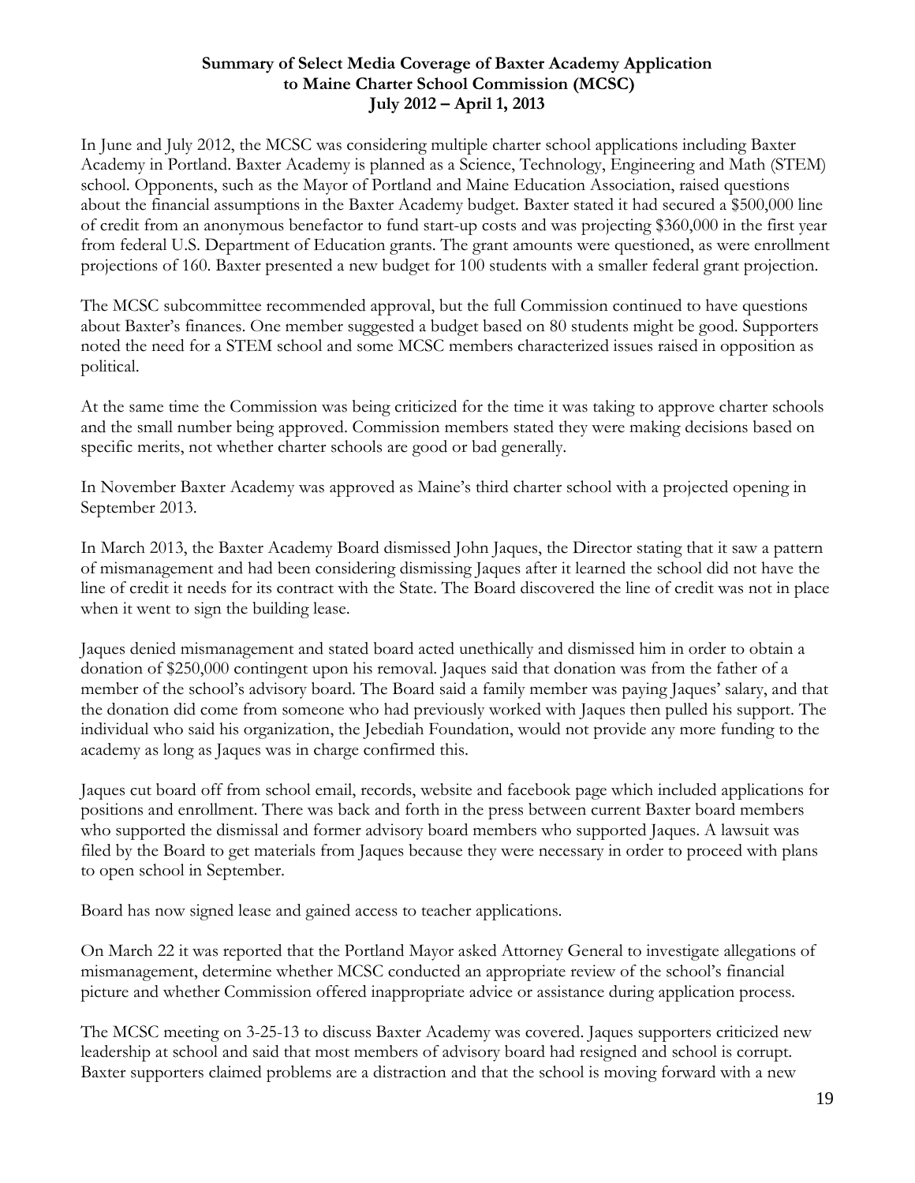**Summary of Select Media Coverage of Baxter Academy Application to Maine Charter School Commission (MCSC) July 2012 – April 1, 2013**

In June and July 2012, the MCSC was considering multiple charter school applications including Baxter Academy in Portland. Baxter Academy is planned as a Science, Technology, Engineering and Math (STEM) school. Opponents, such as the Mayor of Portland and Maine Education Association, raised questions about the financial assumptions in the Baxter Academy budget. Baxter stated it had secured a $500,000 line of credit from an anonymous benefactor to fund start-up costs and was projecting $360,000 in the first year from federal U.S. Department of Education grants. The grant amounts were questioned, as were enrollment projections of 160. Baxter presented a new budget for 100 students with a smaller federal grant projection.

The MCSC subcommittee recommended approval, but the full Commission continued to have questions about Baxter's finances. One member suggested a budget based on 80 students might be good. Supporters noted the need for a STEM school and some MCSC members characterized issues raised in opposition as political.

At the same time the Commission was being criticized for the time it was taking to approve charter schools and the small number being approved. Commission members stated they were making decisions based on specific merits, not whether charter schools are good or bad generally.

In November Baxter Academy was approved as Maine's third charter school with a projected opening in September 2013.

In March 2013, the Baxter Academy Board dismissed John Jaques, the Director stating that it saw a pattern of mismanagement and had been considering dismissing Jaques after it learned the school did not have the line of credit it needs for its contract with the State. The Board discovered the line of credit was not in place when it went to sign the building lease.

Jaques denied mismanagement and stated board acted unethically and dismissed him in order to obtain a donation of $250,000 contingent upon his removal. Jaques said that donation was from the father of a member of the school's advisory board. The Board said a family member was paying Jaques' salary, and that the donation did come from someone who had previously worked with Jaques then pulled his support. The individual who said his organization, the Jebediah Foundation, would not provide any more funding to the academy as long as Jaques was in charge confirmed this.

Jaques cut board off from school email, records, website and facebook page which included applications for positions and enrollment. There was back and forth in the press between current Baxter board members who supported the dismissal and former advisory board members who supported Jaques. A lawsuit was filed by the Board to get materials from Jaques because they were necessary in order to proceed with plans to open school in September.

Board has now signed lease and gained access to teacher applications.

On March 22 it was reported that the Portland Mayor asked Attorney General to investigate allegations of mismanagement, determine whether MCSC conducted an appropriate review of the school's financial picture and whether Commission offered inappropriate advice or assistance during application process.

The MCSC meeting on 3-25-13 to discuss Baxter Academy was covered. Jaques supporters criticized new leadership at school and said that most members of advisory board had resigned and school is corrupt. Baxter supporters claimed problems are a distraction and that the school is moving forward with a new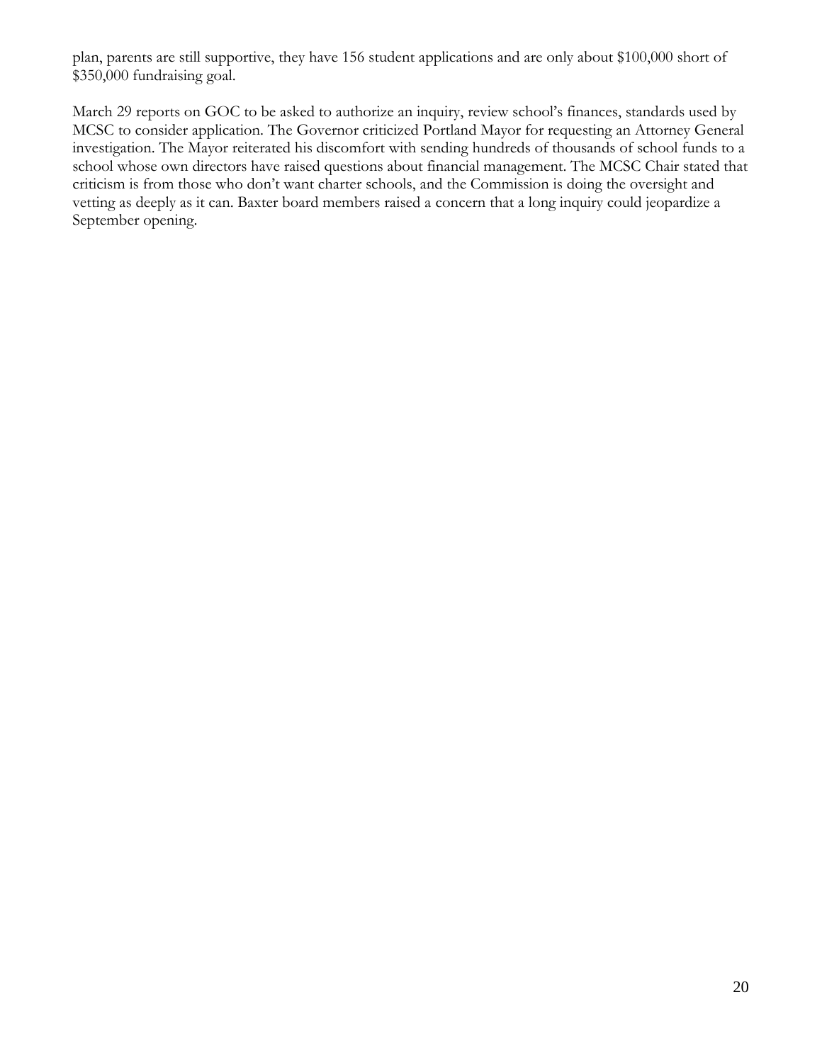plan, parents are still supportive, they have 156 student applications and are only about $100,000 short of $350,000 fundraising goal.

March 29 reports on GOC to be asked to authorize an inquiry, review school's finances, standards used by MCSC to consider application. The Governor criticized Portland Mayor for requesting an Attorney General investigation. The Mayor reiterated his discomfort with sending hundreds of thousands of school funds to a school whose own directors have raised questions about financial management. The MCSC Chair stated that criticism is from those who don't want charter schools, and the Commission is doing the oversight and vetting as deeply as it can. Baxter board members raised a concern that a long inquiry could jeopardize a September opening.